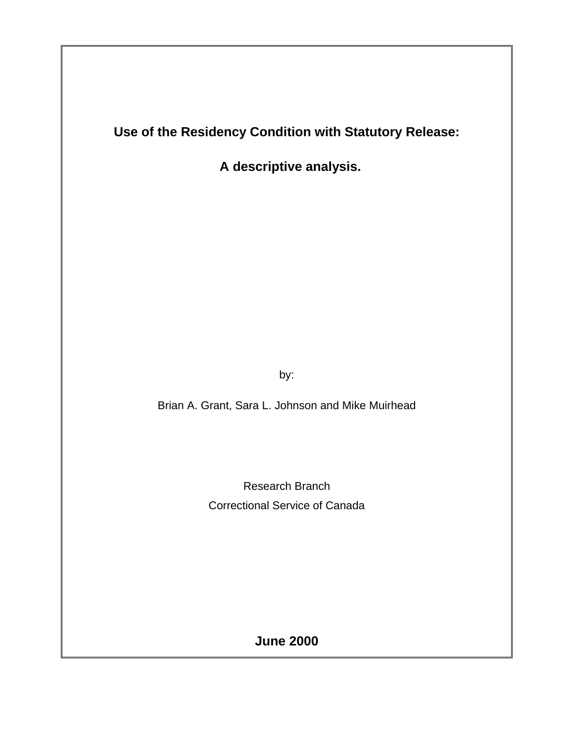# Use of the Residency Condition with Statutory Release:

# A descriptive analysis.

by:

Brian A. Grant, Sara L. Johnson and Mike Muirhead

Research Branch

Correctional Service of Canada

**June 2000**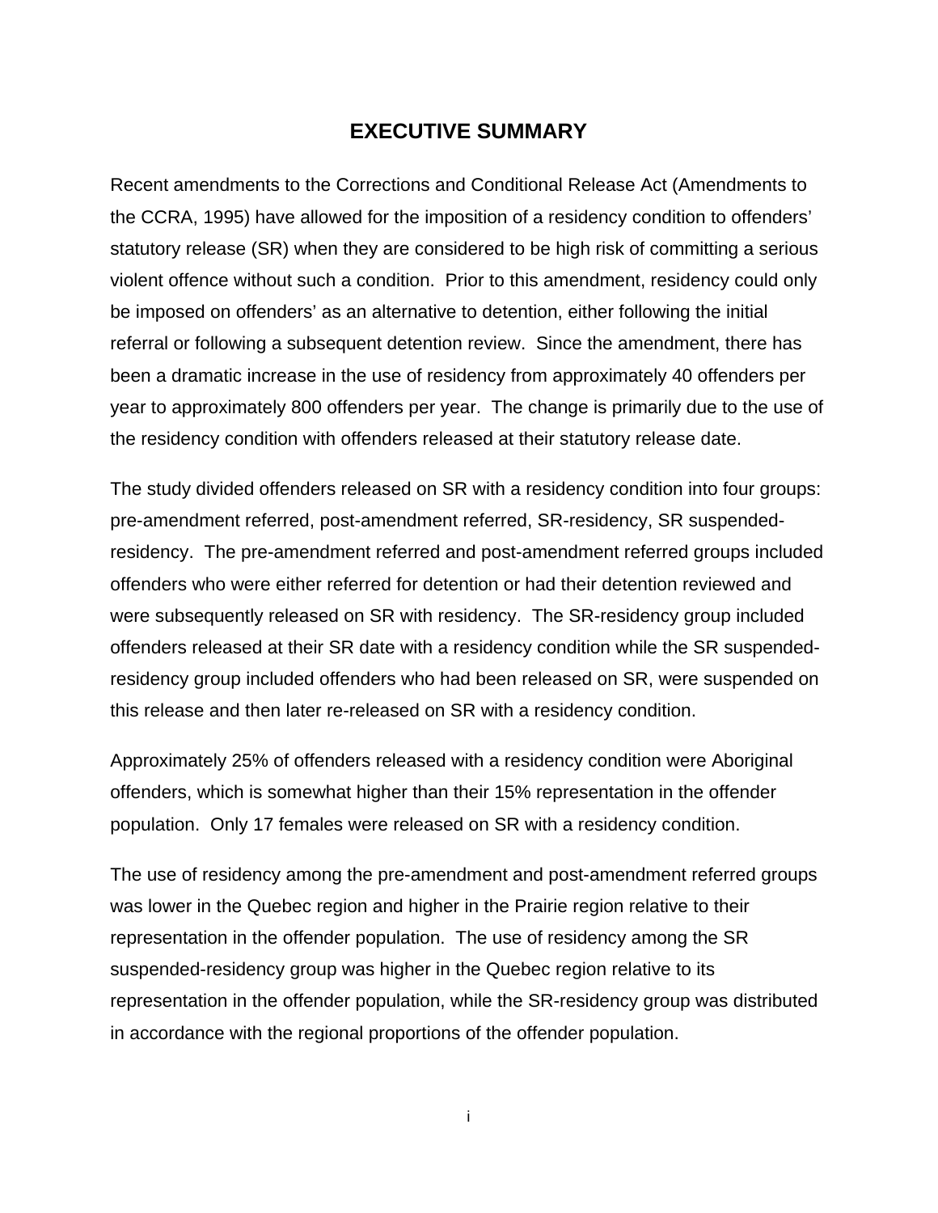# EXECUTIVE SUMMARY

Recent amendments to the Corrections and Conditional Release Act (Amendments to the CCRA, 1995) have allowed for the imposition of a residency condition to offenders' statutory release (SR) when they are considered to be high risk of committing a serious violent offence without such a condition. Prior to this amendment, residency could only be imposed on offenders' as an alternative to detention, either following the initial referral or following a subsequent detention review. Since the amendment, there has been a dramatic increase in the use of residency from approximately 40 offenders per year to approximately 800 offenders per year. The change is primarily due to the use of the residency condition with offenders released at their statutory release date.

The study divided offenders released on SR with a residency condition into four groups: pre-amendment referred, post-amendment referred, SR-residency, SR suspended-residency. The pre-amendment referred and post-amendment referred groups included offenders who were either referred for detention or had their detention reviewed and were subsequently released on SR with residency. The SR-residency group included offenders released at their SR date with a residency condition while the SR suspended-residency group included offenders who had been released on SR, were suspended on this release and then later re-released on SR with a residency condition.

Approximately 25% of offenders released with a residency condition were Aboriginal offenders, which is somewhat higher than their 15% representation in the offender population. Only 17 females were released on SR with a residency condition.

The use of residency among the pre-amendment and post-amendment referred groups was lower in the Quebec region and higher in the Prairie region relative to their representation in the offender population. The use of residency among the SR suspended-residency group was higher in the Quebec region relative to its representation in the offender population, while the SR-residency group was distributed in accordance with the regional proportions of the offender population.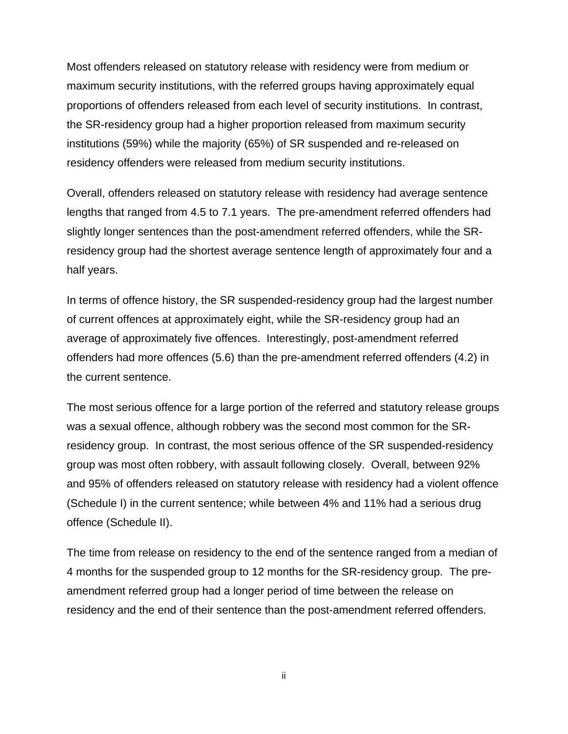Most offenders released on statutory release with residency were from medium or maximum security institutions, with the referred groups having approximately equal proportions of offenders released from each level of security institutions. In contrast, the SR-residency group had a higher proportion released from maximum security institutions (59%) while the majority (65%) of SR suspended and re-released on residency offenders were released from medium security institutions.

Overall, offenders released on statutory release with residency had average sentence lengths that ranged from 4.5 to 7.1 years. The pre-amendment referred offenders had slightly longer sentences than the post-amendment referred offenders, while the SR-residency group had the shortest average sentence length of approximately four and a half years.

In terms of offence history, the SR suspended-residency group had the largest number of current offences at approximately eight, while the SR-residency group had an average of approximately five offences. Interestingly, post-amendment referred offenders had more offences (5.6) than the pre-amendment referred offenders (4.2) in the current sentence.

The most serious offence for a large portion of the referred and statutory release groups was a sexual offence, although robbery was the second most common for the SR-residency group. In contrast, the most serious offence of the SR suspended-residency group was most often robbery, with assault following closely. Overall, between 92% and 95% of offenders released on statutory release with residency had a violent offence (Schedule I) in the current sentence; while between 4% and 11% had a serious drug offence (Schedule II).

The time from release on residency to the end of the sentence ranged from a median of 4 months for the suspended group to 12 months for the SR-residency group. The pre-amendment referred group had a longer period of time between the release on residency and the end of their sentence than the post-amendment referred offenders.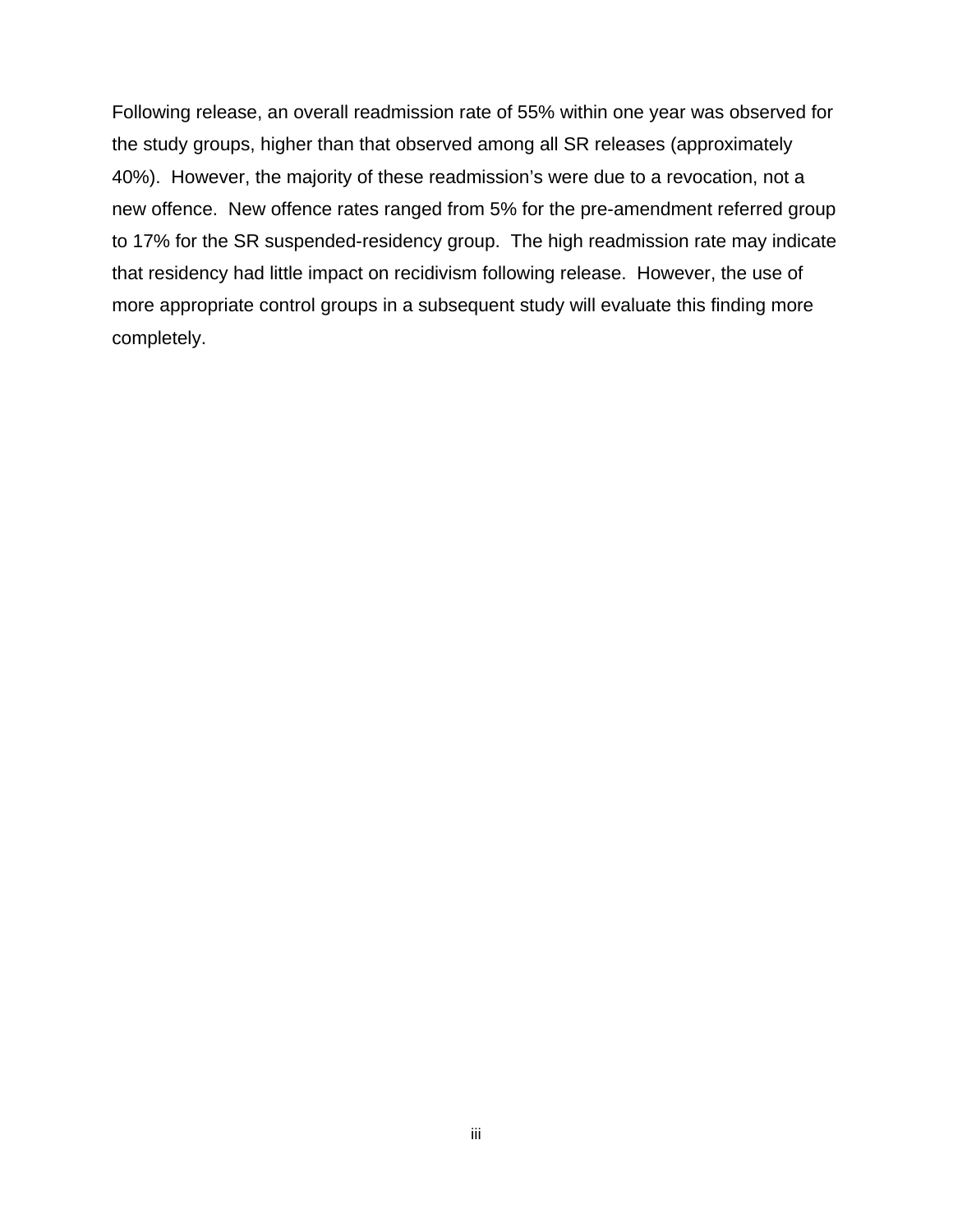Following release, an overall readmission rate of 55% within one year was observed for the study groups, higher than that observed among all SR releases (approximately 40%). However, the majority of these readmission's were due to a revocation, not a new offence. New offence rates ranged from 5% for the pre-amendment referred group to 17% for the SR suspended-residency group. The high readmission rate may indicate that residency had little impact on recidivism following release. However, the use of more appropriate control groups in a subsequent study will evaluate this finding more completely.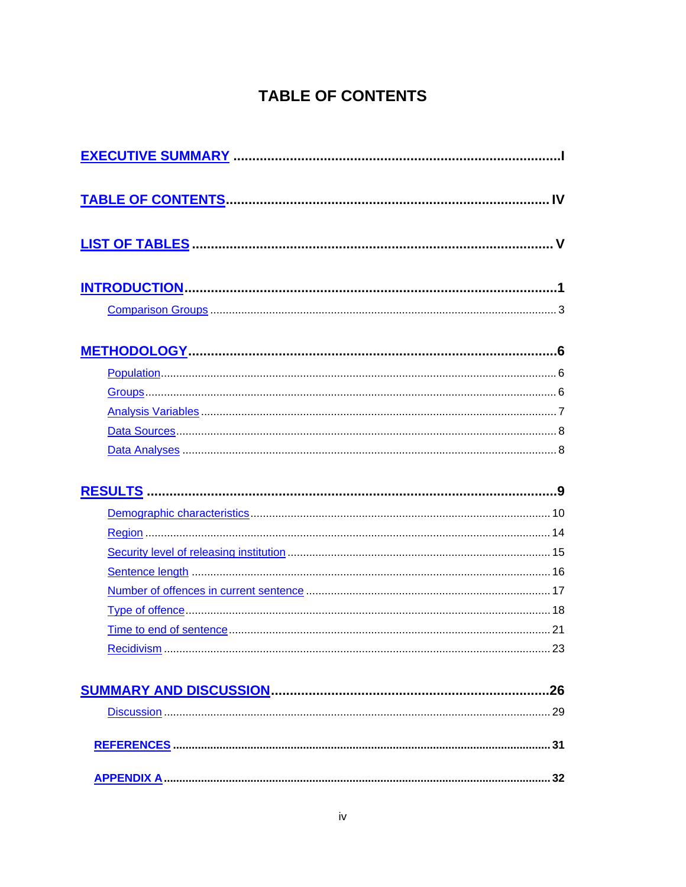# TABLE OF CONTENTS

**EXECUTIVE SUMMARY** .......................................................................... I

**TABLE OF CONTENTS** .......................................................................... IV

**LIST OF TABLES** .......................................................................... V

**INTRODUCTION** .......................................................................... 1

- Comparison Groups .......................................................................... 3

**METHODOLOGY** .......................................................................... 6

- Population .......................................................................... 6
- Groups .......................................................................... 6
- Analysis Variables .......................................................................... 7
- Data Sources .......................................................................... 8
- Data Analyses .......................................................................... 8

**RESULTS** .......................................................................... 9

- Demographic characteristics .......................................................................... 10
- Region .......................................................................... 14
- Security level of releasing institution .......................................................................... 15
- Sentence length .......................................................................... 16
- Number of offences in current sentence .......................................................................... 17
- Type of offence .......................................................................... 18
- Time to end of sentence .......................................................................... 21
- Recidivism .......................................................................... 23

**SUMMARY AND DISCUSSION** .......................................................................... 26

- Discussion .......................................................................... 29

**REFERENCES** .......................................................................... 31

**APPENDIX A** .......................................................................... 32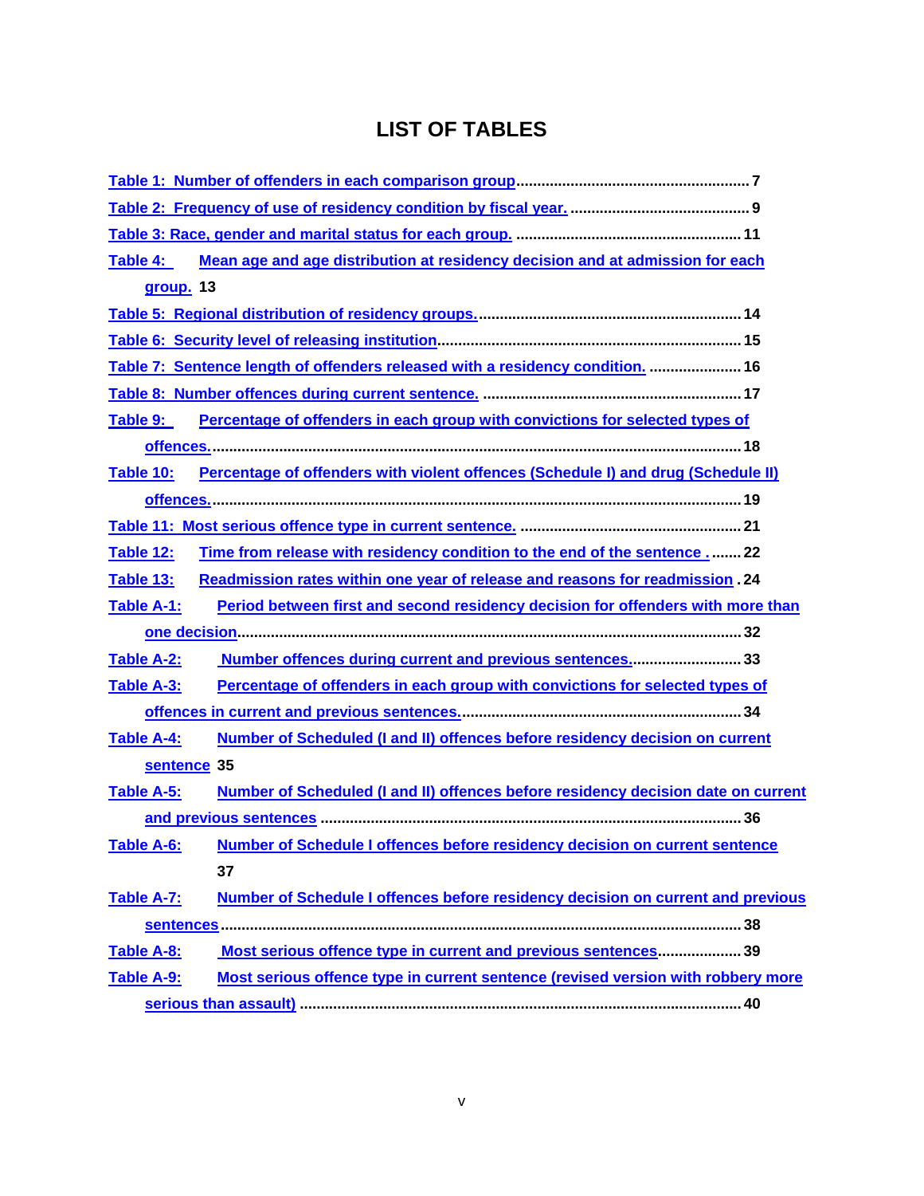# LIST OF TABLES

Table 1: Number of offenders in each comparison group ........................................................ 7

Table 2: Frequency of use of residency condition by fiscal year. ........................................... 9

Table 3: Race, gender and marital status for each group. ..................................................... 11

Table 4: Mean age and age distribution at residency decision and at admission for each group. 13

Table 5: Regional distribution of residency groups. ............................................................... 14

Table 6: Security level of releasing institution ........................................................................ 15

Table 7: Sentence length of offenders released with a residency condition. ...................... 16

Table 8: Number offences during current sentence. ............................................................. 17

Table 9: Percentage of offenders in each group with convictions for selected types of offences. ................................................................................................................................ 18

Table 10: Percentage of offenders with violent offences (Schedule I) and drug (Schedule II) offences. ................................................................................................................................ 19

Table 11: Most serious offence type in current sentence. .................................................... 21

Table 12: Time from release with residency condition to the end of the sentence . ....... 22

Table 13: Readmission rates within one year of release and reasons for readmission . 24

Table A-1: Period between first and second residency decision for offenders with more than one decision ......................................................................................................................... 32

Table A-2: Number offences during current and previous sentences. .......................... 33

Table A-3: Percentage of offenders in each group with convictions for selected types of offences in current and previous sentences. ................................................................... 34

Table A-4: Number of Scheduled (I and II) offences before residency decision on current sentence 35

Table A-5: Number of Scheduled (I and II) offences before residency decision date on current and previous sentences ..................................................................................................... 36

Table A-6: Number of Schedule I offences before residency decision on current sentence 37

Table A-7: Number of Schedule I offences before residency decision on current and previous sentences ............................................................................................................................ 38

Table A-8: Most serious offence type in current and previous sentences.................... 39

Table A-9: Most serious offence type in current sentence (revised version with robbery more serious than assault) ......................................................................................................... 40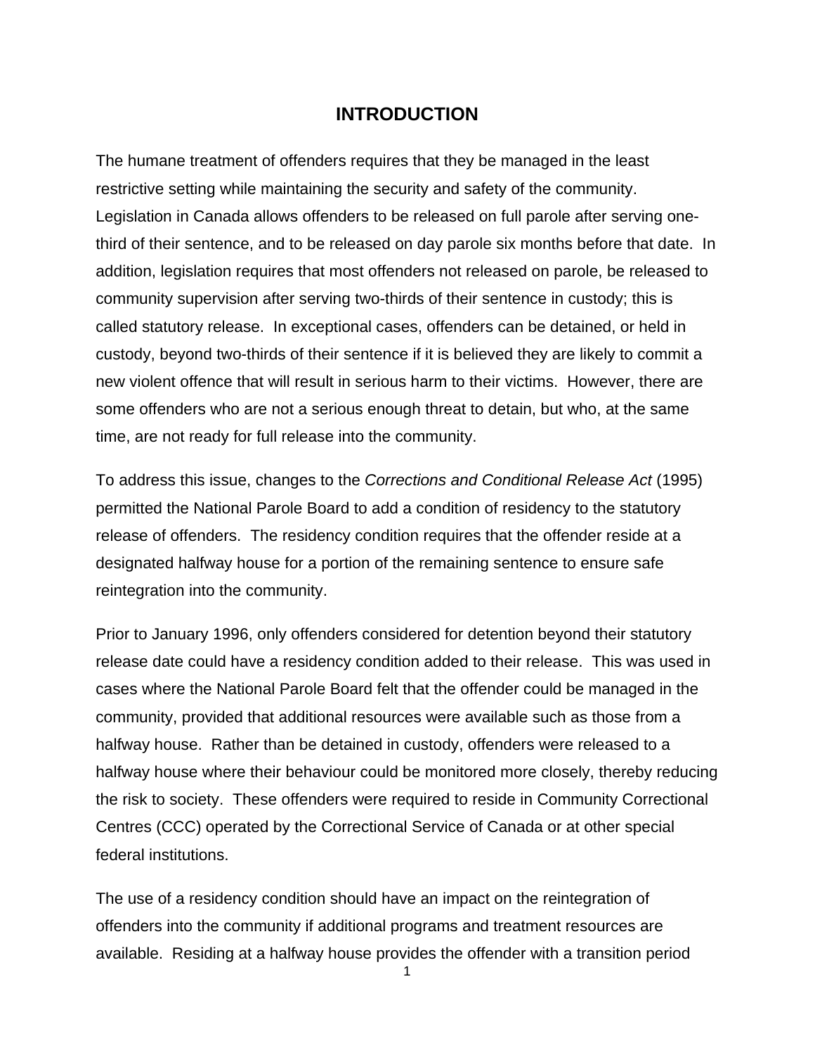# INTRODUCTION

The humane treatment of offenders requires that they be managed in the least restrictive setting while maintaining the security and safety of the community. Legislation in Canada allows offenders to be released on full parole after serving one-third of their sentence, and to be released on day parole six months before that date. In addition, legislation requires that most offenders not released on parole, be released to community supervision after serving two-thirds of their sentence in custody; this is called statutory release. In exceptional cases, offenders can be detained, or held in custody, beyond two-thirds of their sentence if it is believed they are likely to commit a new violent offence that will result in serious harm to their victims. However, there are some offenders who are not a serious enough threat to detain, but who, at the same time, are not ready for full release into the community.

To address this issue, changes to the *Corrections and Conditional Release Act* (1995) permitted the National Parole Board to add a condition of residency to the statutory release of offenders. The residency condition requires that the offender reside at a designated halfway house for a portion of the remaining sentence to ensure safe reintegration into the community.

Prior to January 1996, only offenders considered for detention beyond their statutory release date could have a residency condition added to their release. This was used in cases where the National Parole Board felt that the offender could be managed in the community, provided that additional resources were available such as those from a halfway house. Rather than be detained in custody, offenders were released to a halfway house where their behaviour could be monitored more closely, thereby reducing the risk to society. These offenders were required to reside in Community Correctional Centres (CCC) operated by the Correctional Service of Canada or at other special federal institutions.

The use of a residency condition should have an impact on the reintegration of offenders into the community if additional programs and treatment resources are available. Residing at a halfway house provides the offender with a transition period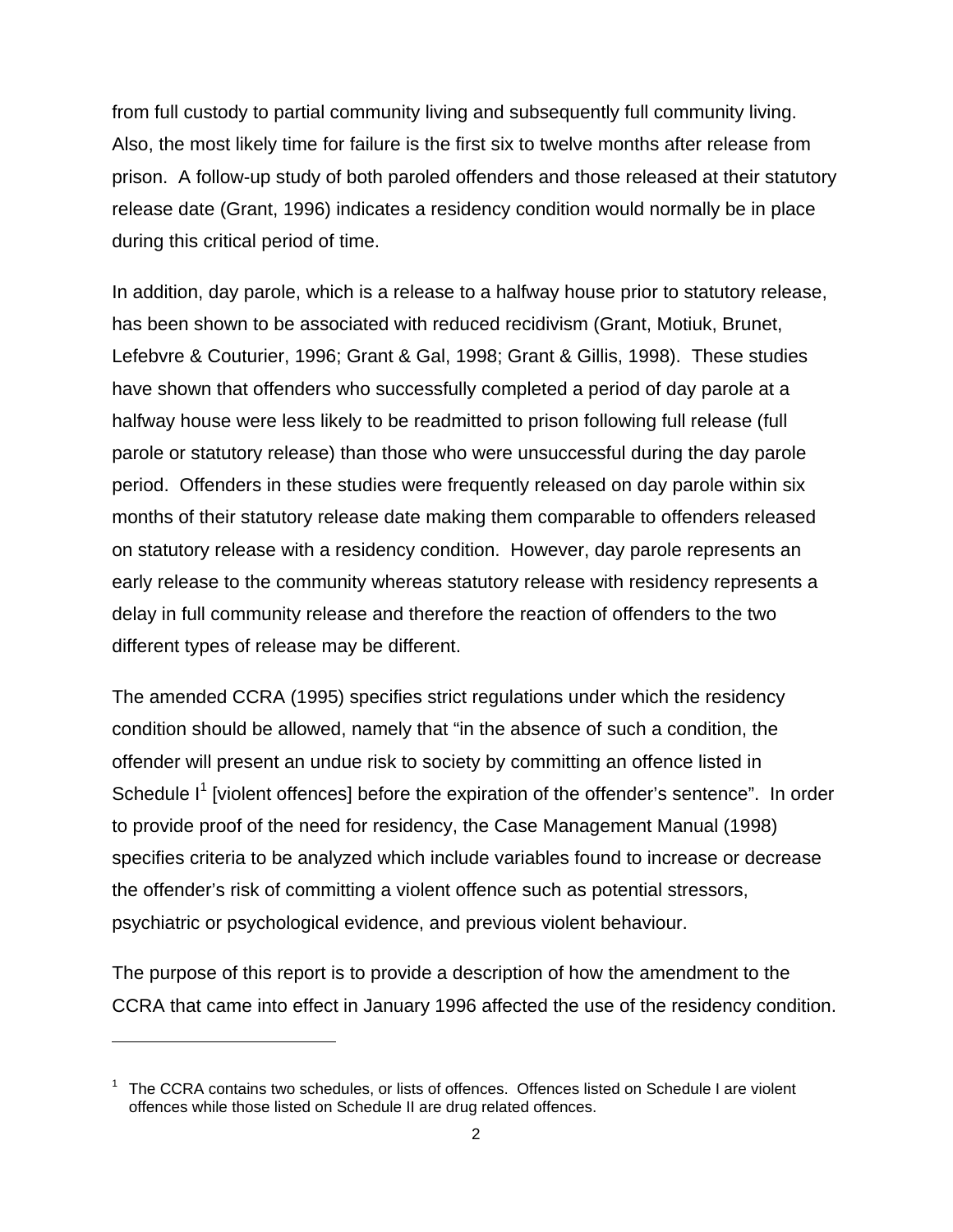from full custody to partial community living and subsequently full community living. Also, the most likely time for failure is the first six to twelve months after release from prison. A follow-up study of both paroled offenders and those released at their statutory release date (Grant, 1996) indicates a residency condition would normally be in place during this critical period of time.

In addition, day parole, which is a release to a halfway house prior to statutory release, has been shown to be associated with reduced recidivism (Grant, Motiuk, Brunet, Lefebvre & Couturier, 1996; Grant & Gal, 1998; Grant & Gillis, 1998). These studies have shown that offenders who successfully completed a period of day parole at a halfway house were less likely to be readmitted to prison following full release (full parole or statutory release) than those who were unsuccessful during the day parole period. Offenders in these studies were frequently released on day parole within six months of their statutory release date making them comparable to offenders released on statutory release with a residency condition. However, day parole represents an early release to the community whereas statutory release with residency represents a delay in full community release and therefore the reaction of offenders to the two different types of release may be different.

The amended CCRA (1995) specifies strict regulations under which the residency condition should be allowed, namely that "in the absence of such a condition, the offender will present an undue risk to society by committing an offence listed in Schedule I[1] [violent offences] before the expiration of the offender's sentence". In order to provide proof of the need for residency, the Case Management Manual (1998) specifies criteria to be analyzed which include variables found to increase or decrease the offender's risk of committing a violent offence such as potential stressors, psychiatric or psychological evidence, and previous violent behaviour.

The purpose of this report is to provide a description of how the amendment to the CCRA that came into effect in January 1996 affected the use of the residency condition.

---

[1] The CCRA contains two schedules, or lists of offences. Offences listed on Schedule I are violent offences while those listed on Schedule II are drug related offences.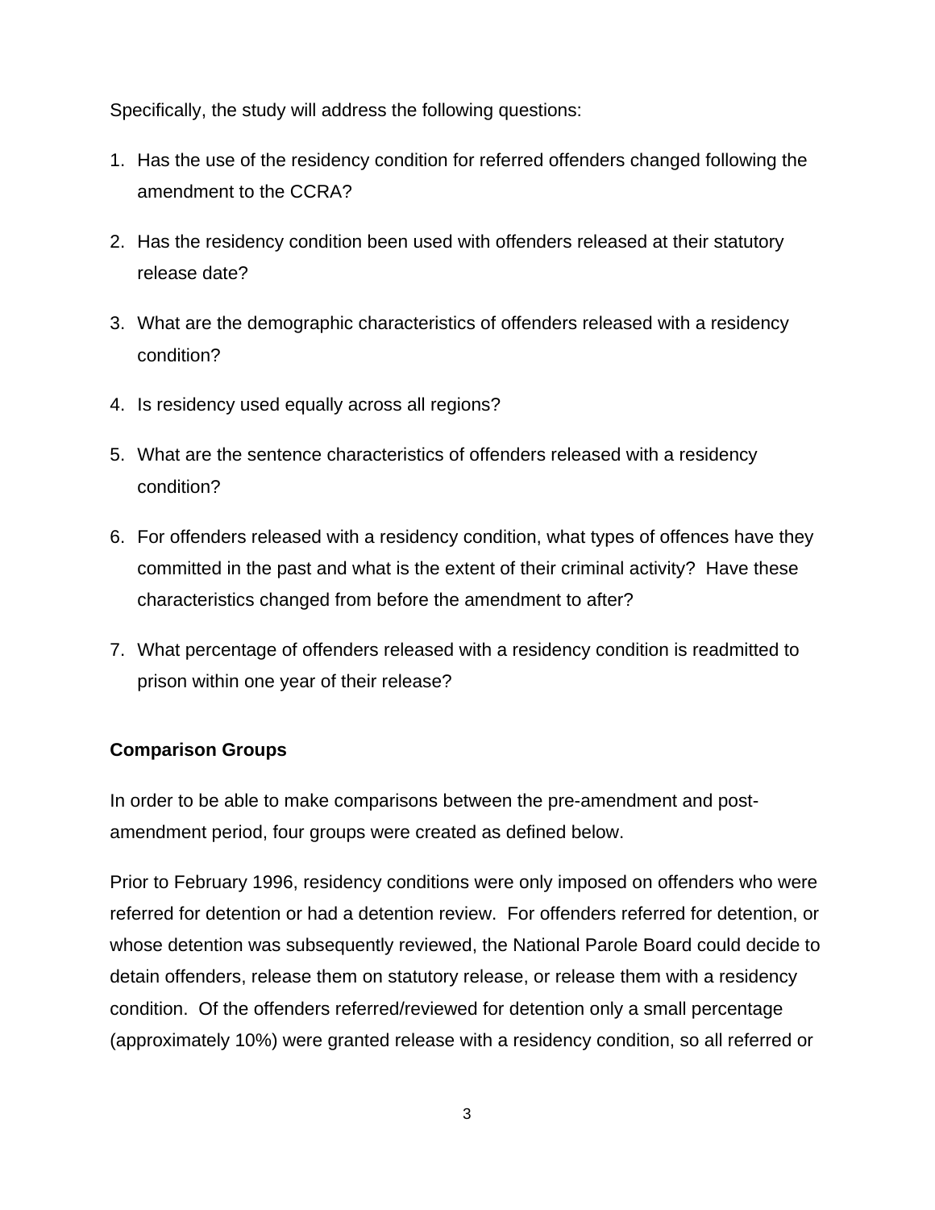Specifically, the study will address the following questions:

1. Has the use of the residency condition for referred offenders changed following the amendment to the CCRA?

2. Has the residency condition been used with offenders released at their statutory release date?

3. What are the demographic characteristics of offenders released with a residency condition?

4. Is residency used equally across all regions?

5. What are the sentence characteristics of offenders released with a residency condition?

6. For offenders released with a residency condition, what types of offences have they committed in the past and what is the extent of their criminal activity? Have these characteristics changed from before the amendment to after?

7. What percentage of offenders released with a residency condition is readmitted to prison within one year of their release?

**Comparison Groups**

In order to be able to make comparisons between the pre-amendment and post-amendment period, four groups were created as defined below.

Prior to February 1996, residency conditions were only imposed on offenders who were referred for detention or had a detention review. For offenders referred for detention, or whose detention was subsequently reviewed, the National Parole Board could decide to detain offenders, release them on statutory release, or release them with a residency condition. Of the offenders referred/reviewed for detention only a small percentage (approximately 10%) were granted release with a residency condition, so all referred or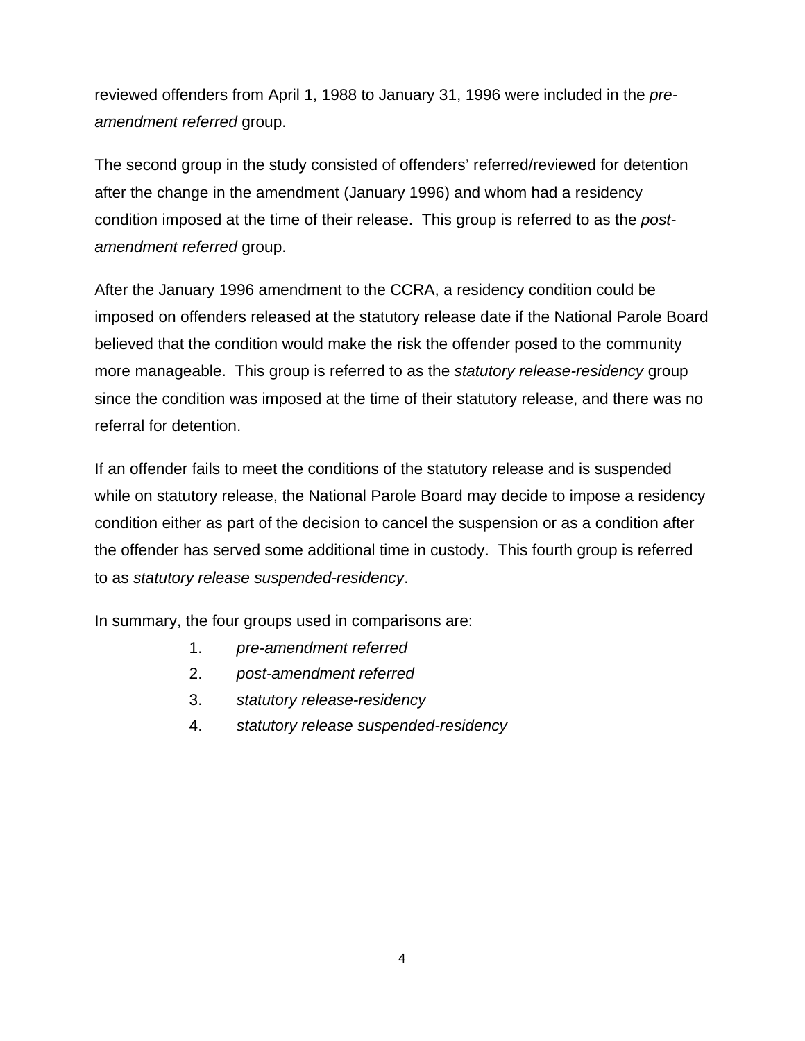reviewed offenders from April 1, 1988 to January 31, 1996 were included in the *pre-amendment referred* group.

The second group in the study consisted of offenders' referred/reviewed for detention after the change in the amendment (January 1996) and whom had a residency condition imposed at the time of their release. This group is referred to as the *post-amendment referred* group.

After the January 1996 amendment to the CCRA, a residency condition could be imposed on offenders released at the statutory release date if the National Parole Board believed that the condition would make the risk the offender posed to the community more manageable. This group is referred to as the *statutory release-residency* group since the condition was imposed at the time of their statutory release, and there was no referral for detention.

If an offender fails to meet the conditions of the statutory release and is suspended while on statutory release, the National Parole Board may decide to impose a residency condition either as part of the decision to cancel the suspension or as a condition after the offender has served some additional time in custody. This fourth group is referred to as *statutory release suspended-residency*.

In summary, the four groups used in comparisons are:

1. *pre-amendment referred*
2. *post-amendment referred*
3. *statutory release-residency*
4. *statutory release suspended-residency*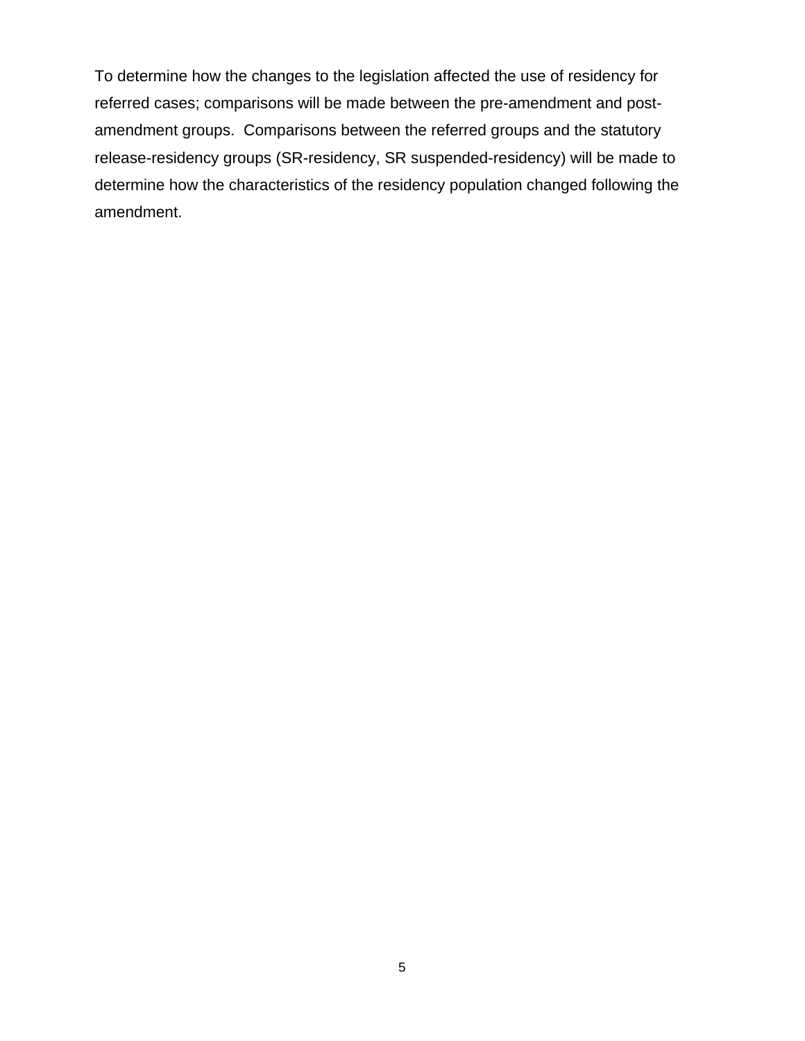To determine how the changes to the legislation affected the use of residency for referred cases; comparisons will be made between the pre-amendment and post-amendment groups. Comparisons between the referred groups and the statutory release-residency groups (SR-residency, SR suspended-residency) will be made to determine how the characteristics of the residency population changed following the amendment.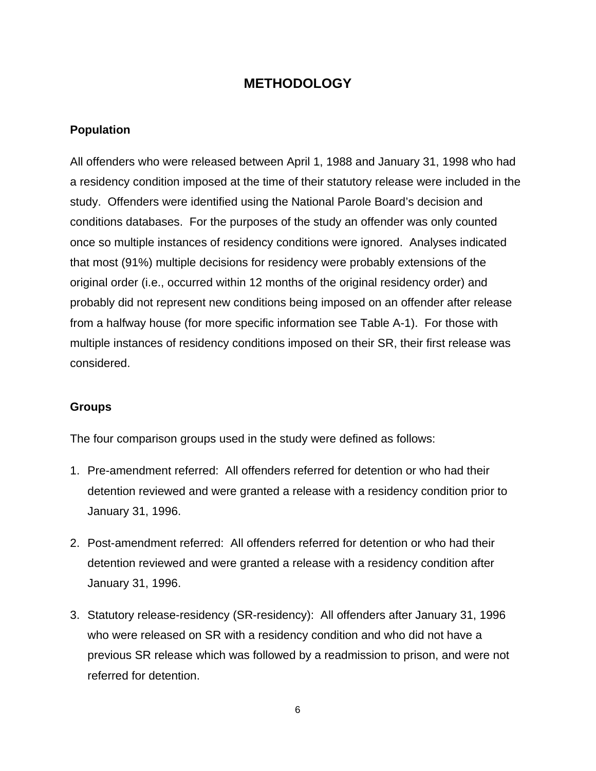# METHODOLOGY

## Population

All offenders who were released between April 1, 1988 and January 31, 1998 who had a residency condition imposed at the time of their statutory release were included in the study. Offenders were identified using the National Parole Board's decision and conditions databases. For the purposes of the study an offender was only counted once so multiple instances of residency conditions were ignored. Analyses indicated that most (91%) multiple decisions for residency were probably extensions of the original order (i.e., occurred within 12 months of the original residency order) and probably did not represent new conditions being imposed on an offender after release from a halfway house (for more specific information see Table A-1). For those with multiple instances of residency conditions imposed on their SR, their first release was considered.

## Groups

The four comparison groups used in the study were defined as follows:

1. Pre-amendment referred: All offenders referred for detention or who had their detention reviewed and were granted a release with a residency condition prior to January 31, 1996.
2. Post-amendment referred: All offenders referred for detention or who had their detention reviewed and were granted a release with a residency condition after January 31, 1996.
3. Statutory release-residency (SR-residency): All offenders after January 31, 1996 who were released on SR with a residency condition and who did not have a previous SR release which was followed by a readmission to prison, and were not referred for detention.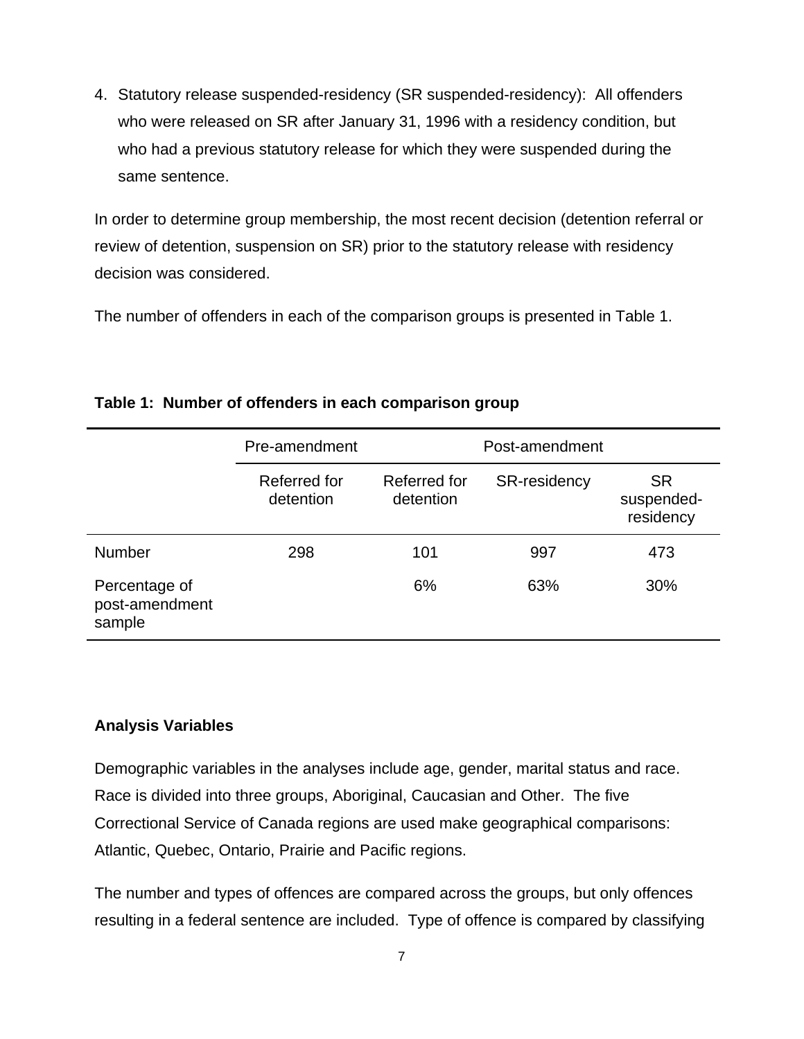4. Statutory release suspended-residency (SR suspended-residency): All offenders who were released on SR after January 31, 1996 with a residency condition, but who had a previous statutory release for which they were suspended during the same sentence.

In order to determine group membership, the most recent decision (detention referral or review of detention, suspension on SR) prior to the statutory release with residency decision was considered.

The number of offenders in each of the comparison groups is presented in Table 1.

**Table 1: Number of offenders in each comparison group**

| | Pre-amendment | Post-amendment | | |
|---|---|---|---|---|
| | Referred for detention | Referred for detention | SR-residency | SR suspended-residency |
| Number | 298 | 101 | 997 | 473 |
| Percentage of post-amendment sample | | 6% | 63% | 30% |

### Analysis Variables

Demographic variables in the analyses include age, gender, marital status and race. Race is divided into three groups, Aboriginal, Caucasian and Other. The five Correctional Service of Canada regions are used make geographical comparisons: Atlantic, Quebec, Ontario, Prairie and Pacific regions.

The number and types of offences are compared across the groups, but only offences resulting in a federal sentence are included. Type of offence is compared by classifying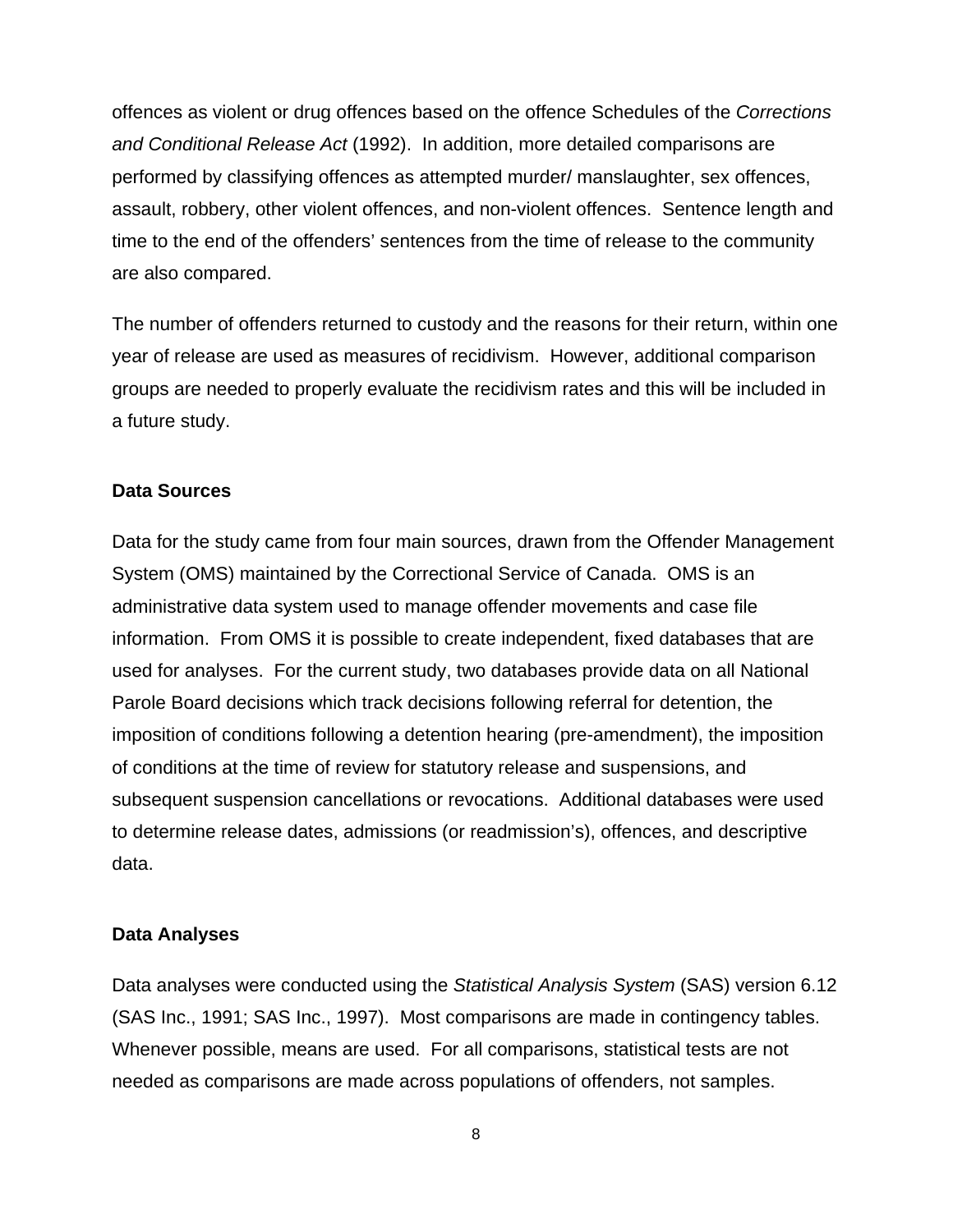offences as violent or drug offences based on the offence Schedules of the *Corrections and Conditional Release Act* (1992). In addition, more detailed comparisons are performed by classifying offences as attempted murder/ manslaughter, sex offences, assault, robbery, other violent offences, and non-violent offences. Sentence length and time to the end of the offenders' sentences from the time of release to the community are also compared.

The number of offenders returned to custody and the reasons for their return, within one year of release are used as measures of recidivism. However, additional comparison groups are needed to properly evaluate the recidivism rates and this will be included in a future study.

**Data Sources**

Data for the study came from four main sources, drawn from the Offender Management System (OMS) maintained by the Correctional Service of Canada. OMS is an administrative data system used to manage offender movements and case file information. From OMS it is possible to create independent, fixed databases that are used for analyses. For the current study, two databases provide data on all National Parole Board decisions which track decisions following referral for detention, the imposition of conditions following a detention hearing (pre-amendment), the imposition of conditions at the time of review for statutory release and suspensions, and subsequent suspension cancellations or revocations. Additional databases were used to determine release dates, admissions (or readmission's), offences, and descriptive data.

**Data Analyses**

Data analyses were conducted using the *Statistical Analysis System* (SAS) version 6.12 (SAS Inc., 1991; SAS Inc., 1997). Most comparisons are made in contingency tables. Whenever possible, means are used. For all comparisons, statistical tests are not needed as comparisons are made across populations of offenders, not samples.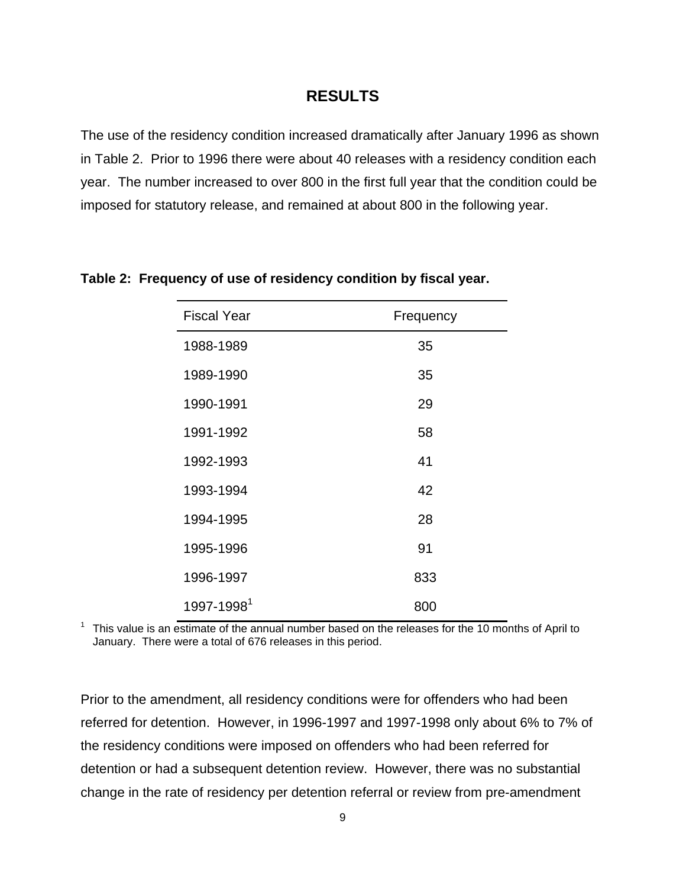## RESULTS

The use of the residency condition increased dramatically after January 1996 as shown in Table 2. Prior to 1996 there were about 40 releases with a residency condition each year. The number increased to over 800 in the first full year that the condition could be imposed for statutory release, and remained at about 800 in the following year.

**Table 2: Frequency of use of residency condition by fiscal year.**

| Fiscal Year | Frequency |
|---|---|
| 1988-1989 | 35 |
| 1989-1990 | 35 |
| 1990-1991 | 29 |
| 1991-1992 | 58 |
| 1992-1993 | 41 |
| 1993-1994 | 42 |
| 1994-1995 | 28 |
| 1995-1996 | 91 |
| 1996-1997 | 833 |
| 1997-1998[1] | 800 |

[1] This value is an estimate of the annual number based on the releases for the 10 months of April to January. There were a total of 676 releases in this period.

Prior to the amendment, all residency conditions were for offenders who had been referred for detention. However, in 1996-1997 and 1997-1998 only about 6% to 7% of the residency conditions were imposed on offenders who had been referred for detention or had a subsequent detention review. However, there was no substantial change in the rate of residency per detention referral or review from pre-amendment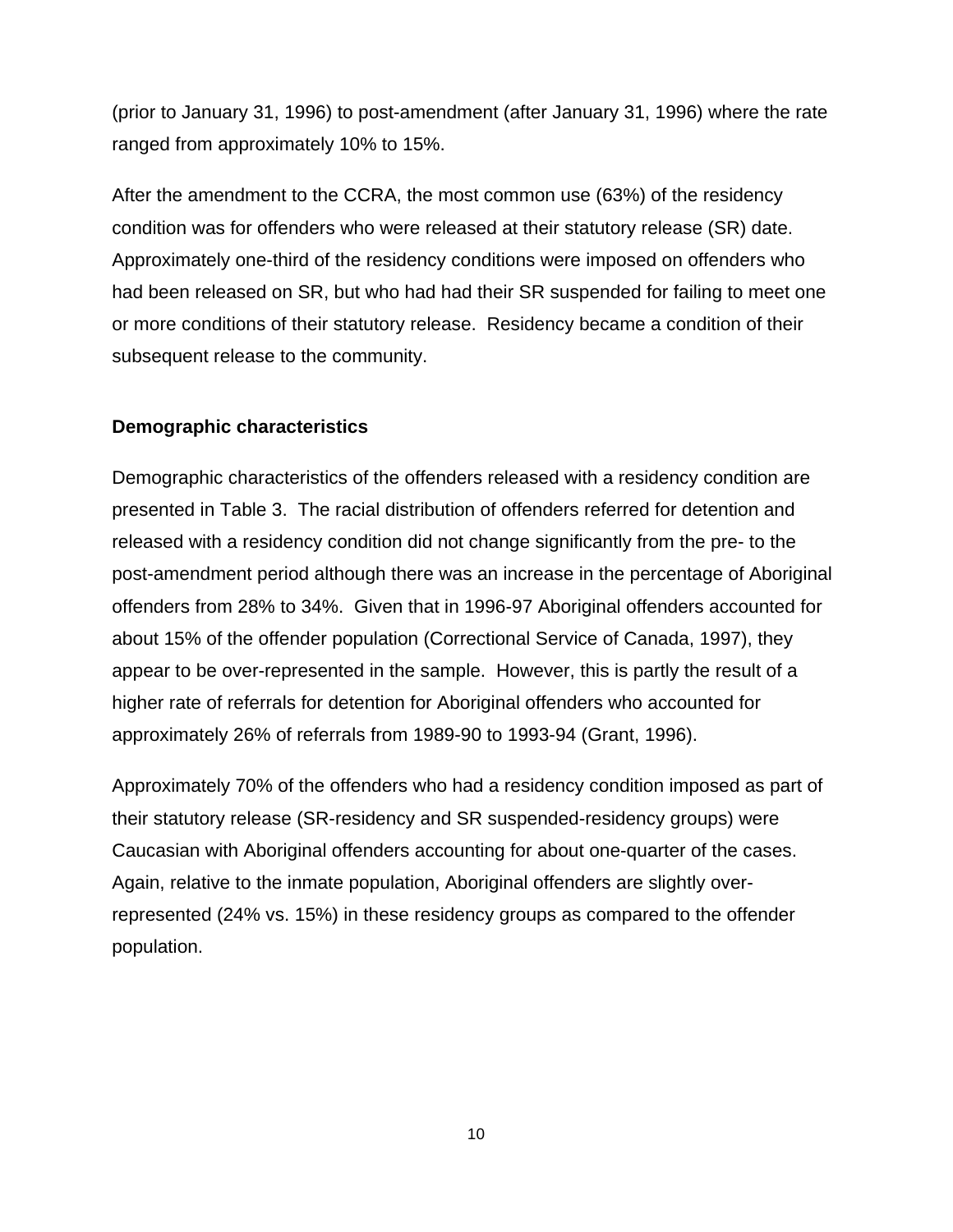(prior to January 31, 1996) to post-amendment (after January 31, 1996) where the rate ranged from approximately 10% to 15%.

After the amendment to the CCRA, the most common use (63%) of the residency condition was for offenders who were released at their statutory release (SR) date. Approximately one-third of the residency conditions were imposed on offenders who had been released on SR, but who had had their SR suspended for failing to meet one or more conditions of their statutory release. Residency became a condition of their subsequent release to the community.

**Demographic characteristics**

Demographic characteristics of the offenders released with a residency condition are presented in Table 3. The racial distribution of offenders referred for detention and released with a residency condition did not change significantly from the pre- to the post-amendment period although there was an increase in the percentage of Aboriginal offenders from 28% to 34%. Given that in 1996-97 Aboriginal offenders accounted for about 15% of the offender population (Correctional Service of Canada, 1997), they appear to be over-represented in the sample. However, this is partly the result of a higher rate of referrals for detention for Aboriginal offenders who accounted for approximately 26% of referrals from 1989-90 to 1993-94 (Grant, 1996).

Approximately 70% of the offenders who had a residency condition imposed as part of their statutory release (SR-residency and SR suspended-residency groups) were Caucasian with Aboriginal offenders accounting for about one-quarter of the cases. Again, relative to the inmate population, Aboriginal offenders are slightly over-represented (24% vs. 15%) in these residency groups as compared to the offender population.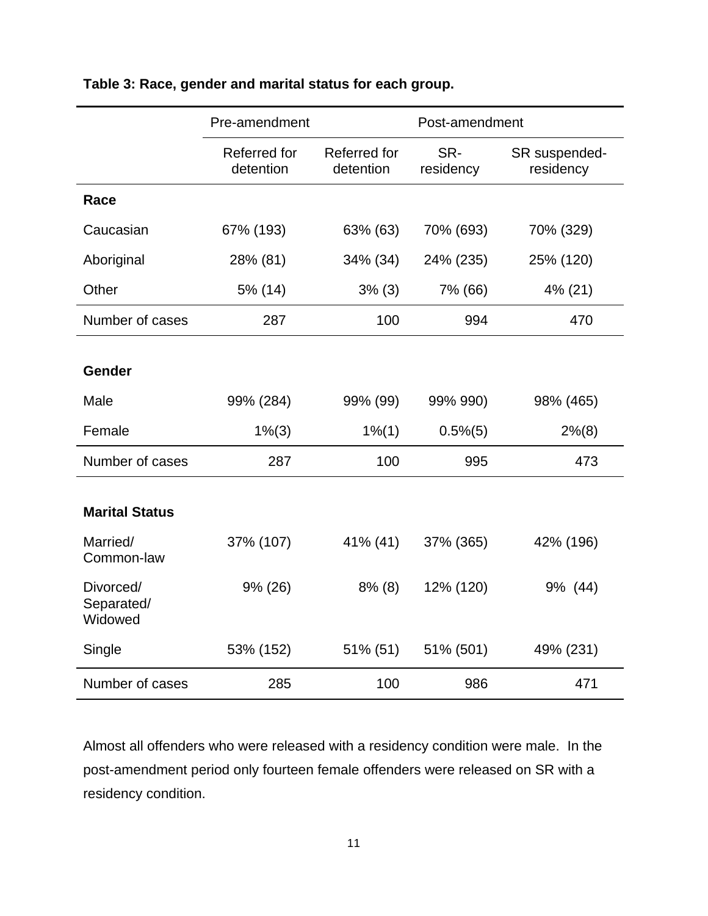**Table 3: Race, gender and marital status for each group.**

| | Pre-amendment | Post-amendment | | |
|---|---|---|---|---|
| | Referred for detention | Referred for detention | SR-residency | SR suspended-residency |
| **Race** | | | | |
| Caucasian | 67% (193) | 63% (63) | 70% (693) | 70% (329) |
| Aboriginal | 28% (81) | 34% (34) | 24% (235) | 25% (120) |
| Other | 5% (14) | 3% (3) | 7% (66) | 4% (21) |
| Number of cases | 287 | 100 | 994 | 470 |
| **Gender** | | | | |
| Male | 99% (284) | 99% (99) | 99% 990) | 98% (465) |
| Female | 1%(3) | 1%(1) | 0.5%(5) | 2%(8) |
| Number of cases | 287 | 100 | 995 | 473 |
| **Marital Status** | | | | |
| Married/ Common-law | 37% (107) | 41% (41) | 37% (365) | 42% (196) |
| Divorced/ Separated/ Widowed | 9% (26) | 8% (8) | 12% (120) | 9% (44) |
| Single | 53% (152) | 51% (51) | 51% (501) | 49% (231) |
| Number of cases | 285 | 100 | 986 | 471 |

Almost all offenders who were released with a residency condition were male. In the post-amendment period only fourteen female offenders were released on SR with a residency condition.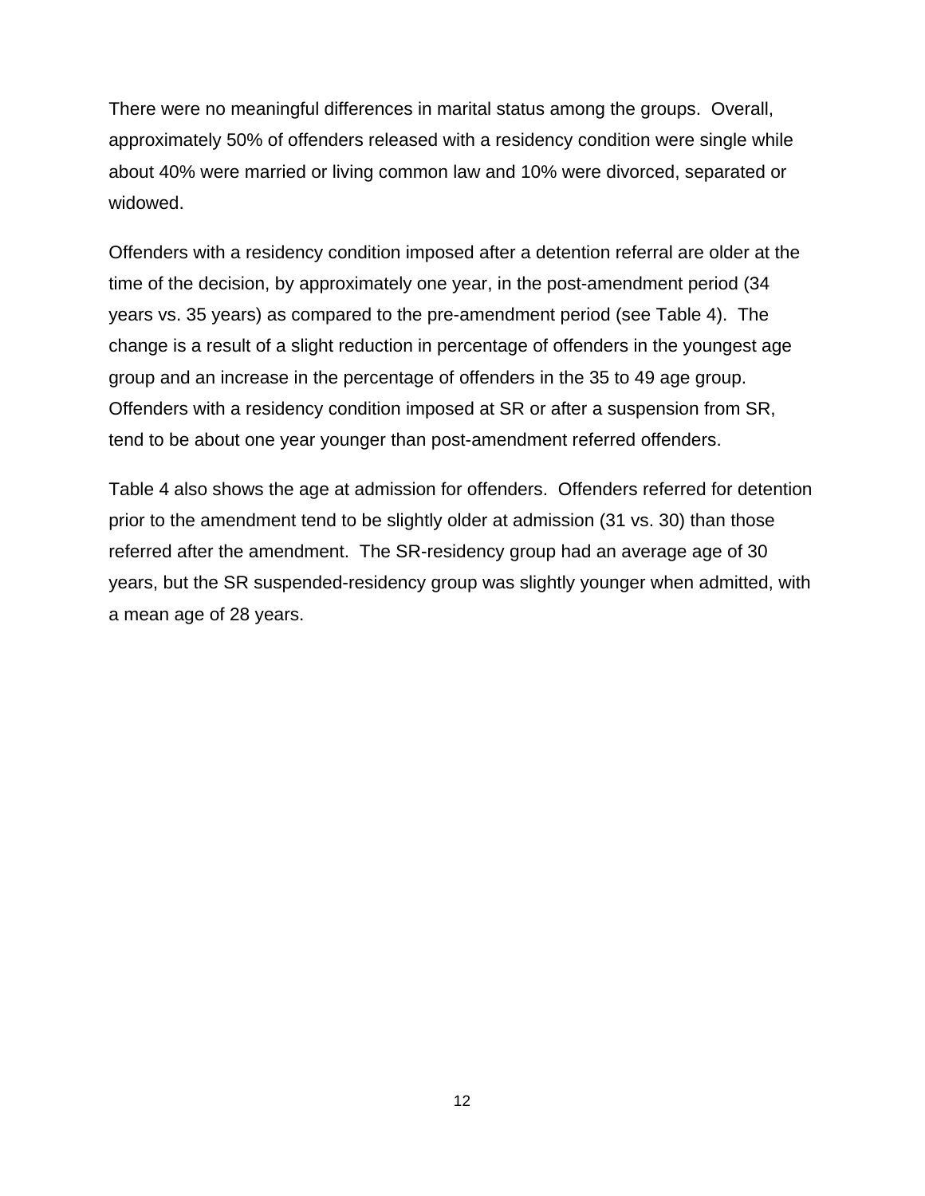There were no meaningful differences in marital status among the groups. Overall, approximately 50% of offenders released with a residency condition were single while about 40% were married or living common law and 10% were divorced, separated or widowed.

Offenders with a residency condition imposed after a detention referral are older at the time of the decision, by approximately one year, in the post-amendment period (34 years vs. 35 years) as compared to the pre-amendment period (see Table 4). The change is a result of a slight reduction in percentage of offenders in the youngest age group and an increase in the percentage of offenders in the 35 to 49 age group. Offenders with a residency condition imposed at SR or after a suspension from SR, tend to be about one year younger than post-amendment referred offenders.

Table 4 also shows the age at admission for offenders. Offenders referred for detention prior to the amendment tend to be slightly older at admission (31 vs. 30) than those referred after the amendment. The SR-residency group had an average age of 30 years, but the SR suspended-residency group was slightly younger when admitted, with a mean age of 28 years.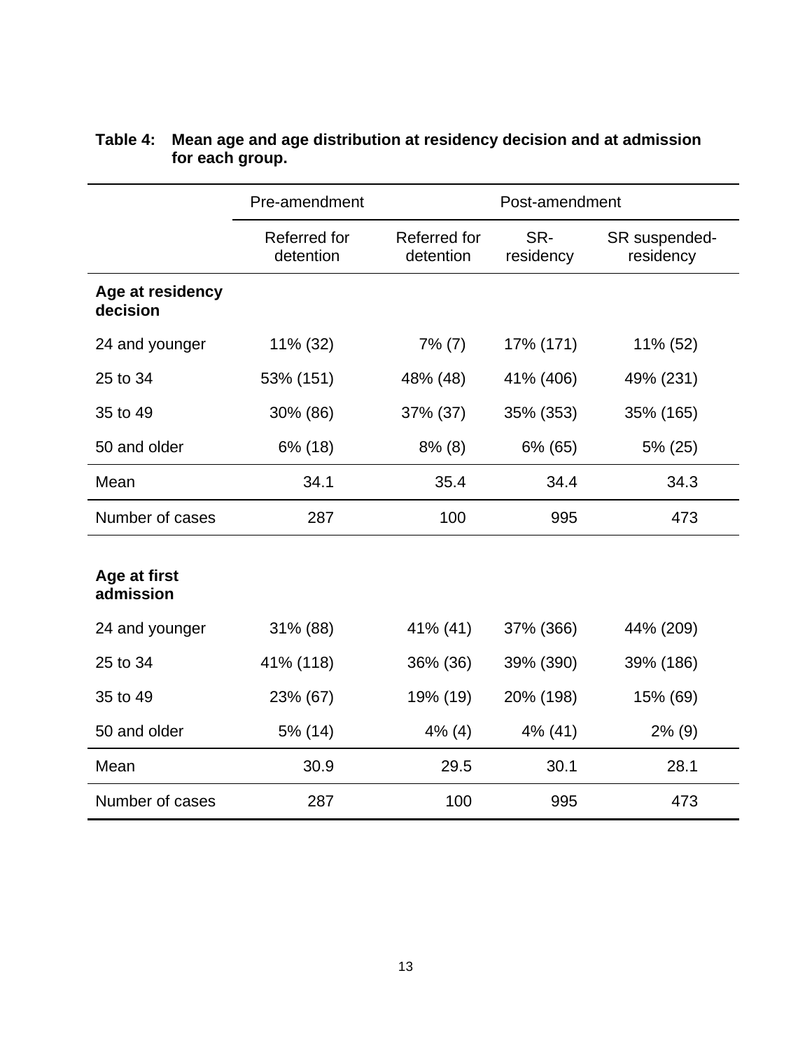**Table 4: Mean age and age distribution at residency decision and at admission for each group.**

| | Pre-amendment | Post-amendment | | |
|---|---|---|---|---|
| | Referred for detention | Referred for detention | SR-residency | SR suspended-residency |
| **Age at residency decision** | | | | |
| 24 and younger | 11% (32) | 7% (7) | 17% (171) | 11% (52) |
| 25 to 34 | 53% (151) | 48% (48) | 41% (406) | 49% (231) |
| 35 to 49 | 30% (86) | 37% (37) | 35% (353) | 35% (165) |
| 50 and older | 6% (18) | 8% (8) | 6% (65) | 5% (25) |
| Mean | 34.1 | 35.4 | 34.4 | 34.3 |
| Number of cases | 287 | 100 | 995 | 473 |
| **Age at first admission** | | | | |
| 24 and younger | 31% (88) | 41% (41) | 37% (366) | 44% (209) |
| 25 to 34 | 41% (118) | 36% (36) | 39% (390) | 39% (186) |
| 35 to 49 | 23% (67) | 19% (19) | 20% (198) | 15% (69) |
| 50 and older | 5% (14) | 4% (4) | 4% (41) | 2% (9) |
| Mean | 30.9 | 29.5 | 30.1 | 28.1 |
| Number of cases | 287 | 100 | 995 | 473 |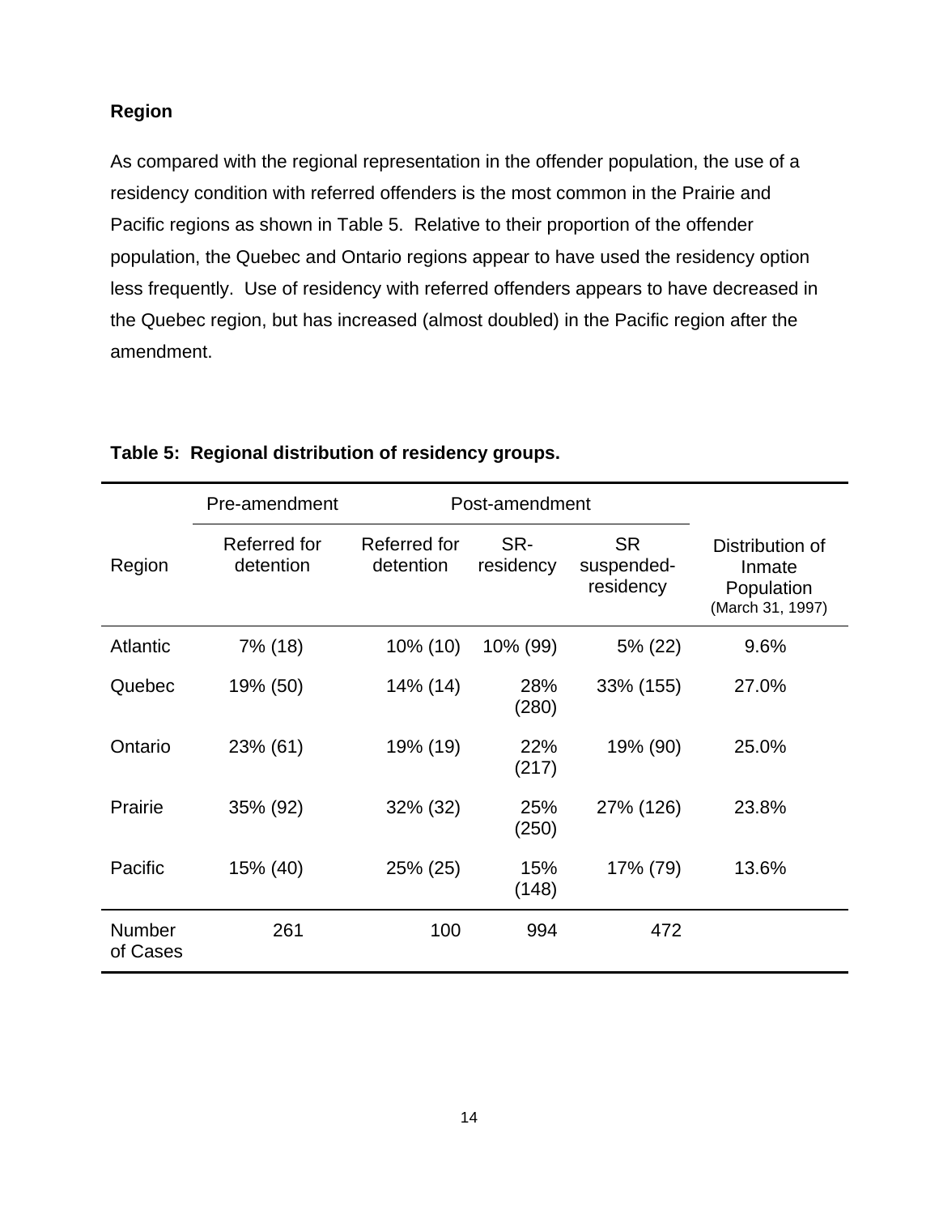## Region

As compared with the regional representation in the offender population, the use of a residency condition with referred offenders is the most common in the Prairie and Pacific regions as shown in Table 5. Relative to their proportion of the offender population, the Quebec and Ontario regions appear to have used the residency option less frequently. Use of residency with referred offenders appears to have decreased in the Quebec region, but has increased (almost doubled) in the Pacific region after the amendment.

**Table 5: Regional distribution of residency groups.**

| | Pre-amendment | Post-amendment | | | |
|---|---|---|---|---|---|
| Region | Referred for detention | Referred for detention | SR-residency | SR suspended-residency | Distribution of Inmate Population (March 31, 1997) |
| Atlantic | 7% (18) | 10% (10) | 10% (99) | 5% (22) | 9.6% |
| Quebec | 19% (50) | 14% (14) | 28% (280) | 33% (155) | 27.0% |
| Ontario | 23% (61) | 19% (19) | 22% (217) | 19% (90) | 25.0% |
| Prairie | 35% (92) | 32% (32) | 25% (250) | 27% (126) | 23.8% |
| Pacific | 15% (40) | 25% (25) | 15% (148) | 17% (79) | 13.6% |
| Number of Cases | 261 | 100 | 994 | 472 | |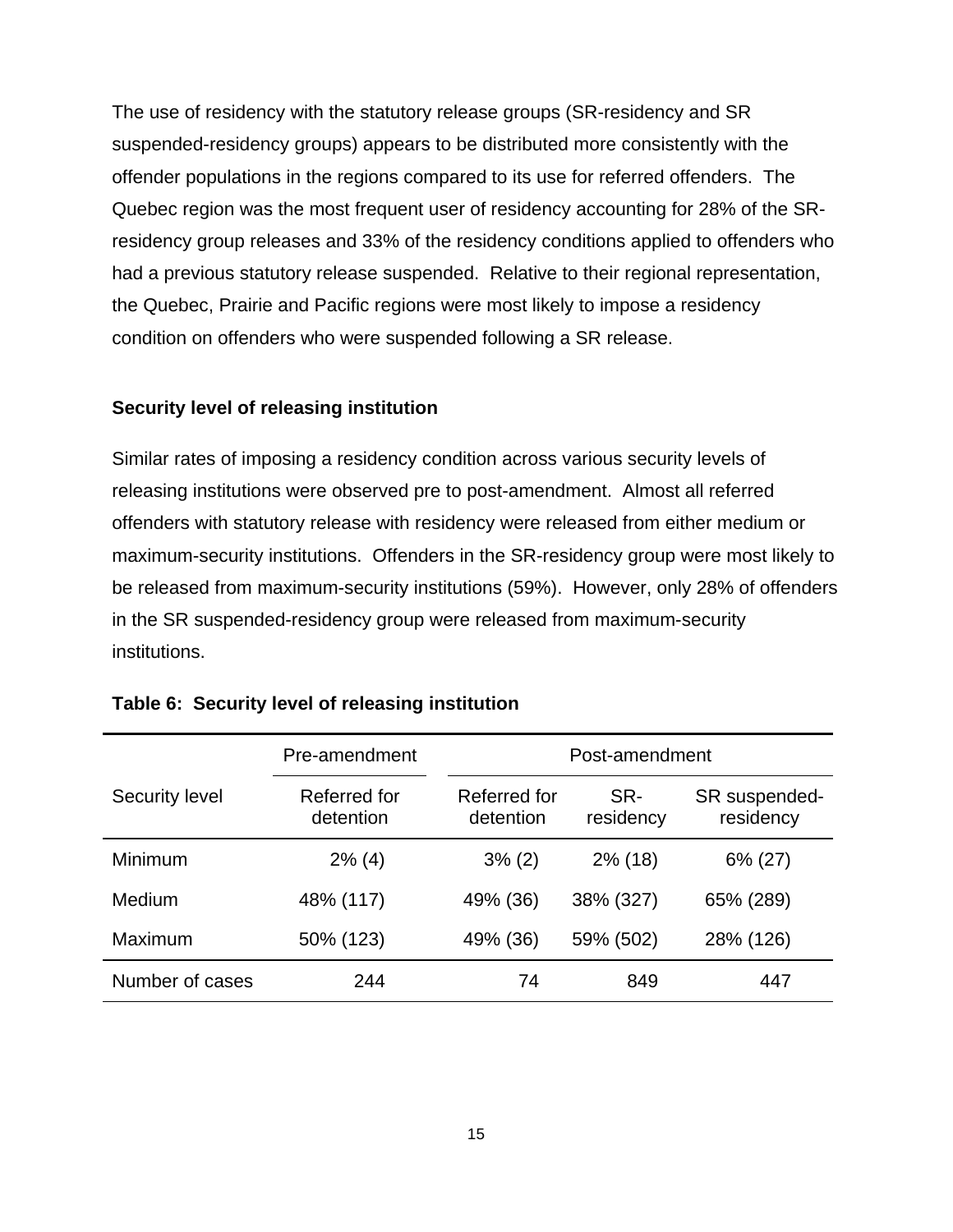The use of residency with the statutory release groups (SR-residency and SR suspended-residency groups) appears to be distributed more consistently with the offender populations in the regions compared to its use for referred offenders. The Quebec region was the most frequent user of residency accounting for 28% of the SR-residency group releases and 33% of the residency conditions applied to offenders who had a previous statutory release suspended. Relative to their regional representation, the Quebec, Prairie and Pacific regions were most likely to impose a residency condition on offenders who were suspended following a SR release.

### Security level of releasing institution

Similar rates of imposing a residency condition across various security levels of releasing institutions were observed pre to post-amendment. Almost all referred offenders with statutory release with residency were released from either medium or maximum-security institutions. Offenders in the SR-residency group were most likely to be released from maximum-security institutions (59%). However, only 28% of offenders in the SR suspended-residency group were released from maximum-security institutions.

**Table 6: Security level of releasing institution**

| | Pre-amendment | Post-amendment | | |
|---|---|---|---|---|
| Security level | Referred for detention | Referred for detention | SR-residency | SR suspended-residency |
| Minimum | 2% (4) | 3% (2) | 2% (18) | 6% (27) |
| Medium | 48% (117) | 49% (36) | 38% (327) | 65% (289) |
| Maximum | 50% (123) | 49% (36) | 59% (502) | 28% (126) |
| Number of cases | 244 | 74 | 849 | 447 |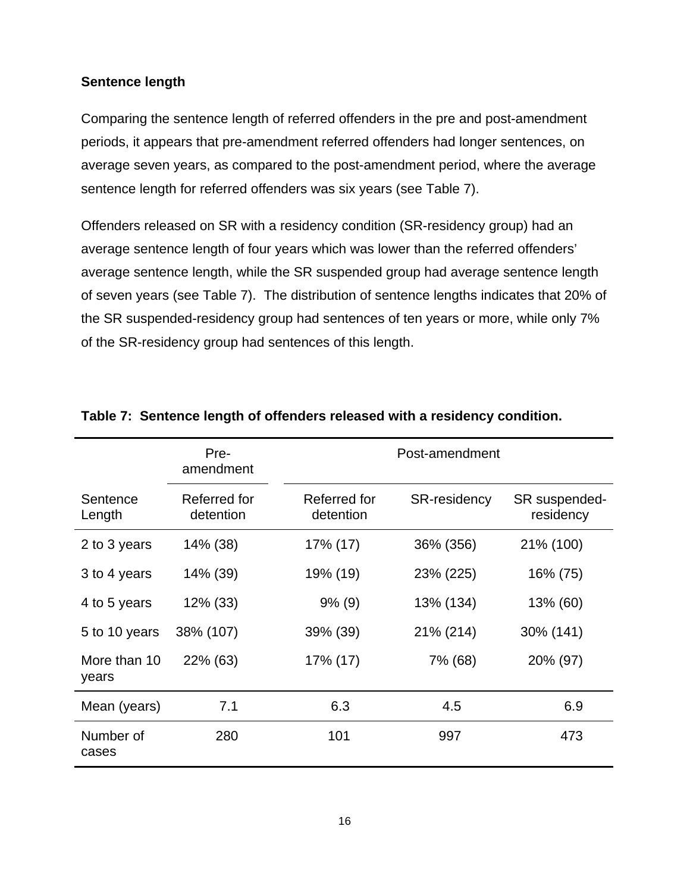**Sentence length**

Comparing the sentence length of referred offenders in the pre and post-amendment periods, it appears that pre-amendment referred offenders had longer sentences, on average seven years, as compared to the post-amendment period, where the average sentence length for referred offenders was six years (see Table 7).

Offenders released on SR with a residency condition (SR-residency group) had an average sentence length of four years which was lower than the referred offenders' average sentence length, while the SR suspended group had average sentence length of seven years (see Table 7). The distribution of sentence lengths indicates that 20% of the SR suspended-residency group had sentences of ten years or more, while only 7% of the SR-residency group had sentences of this length.

**Table 7: Sentence length of offenders released with a residency condition.**

| | Pre-amendment | Post-amendment | | |
|---|---|---|---|---|
| Sentence Length | Referred for detention | Referred for detention | SR-residency | SR suspended-residency |
| 2 to 3 years | 14% (38) | 17% (17) | 36% (356) | 21% (100) |
| 3 to 4 years | 14% (39) | 19% (19) | 23% (225) | 16% (75) |
| 4 to 5 years | 12% (33) | 9% (9) | 13% (134) | 13% (60) |
| 5 to 10 years | 38% (107) | 39% (39) | 21% (214) | 30% (141) |
| More than 10 years | 22% (63) | 17% (17) | 7% (68) | 20% (97) |
| Mean (years) | 7.1 | 6.3 | 4.5 | 6.9 |
| Number of cases | 280 | 101 | 997 | 473 |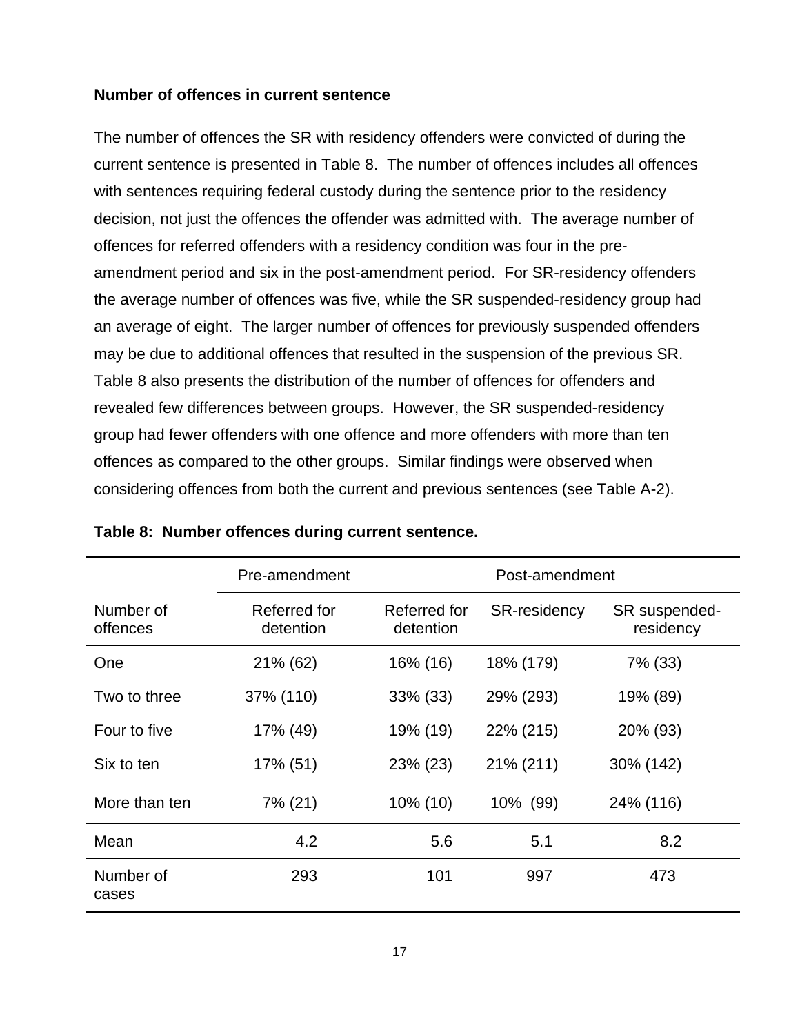**Number of offences in current sentence**

The number of offences the SR with residency offenders were convicted of during the current sentence is presented in Table 8. The number of offences includes all offences with sentences requiring federal custody during the sentence prior to the residency decision, not just the offences the offender was admitted with. The average number of offences for referred offenders with a residency condition was four in the pre-amendment period and six in the post-amendment period. For SR-residency offenders the average number of offences was five, while the SR suspended-residency group had an average of eight. The larger number of offences for previously suspended offenders may be due to additional offences that resulted in the suspension of the previous SR. Table 8 also presents the distribution of the number of offences for offenders and revealed few differences between groups. However, the SR suspended-residency group had fewer offenders with one offence and more offenders with more than ten offences as compared to the other groups. Similar findings were observed when considering offences from both the current and previous sentences (see Table A-2).

**Table 8: Number offences during current sentence.**

| | Pre-amendment | Post-amendment | | |
|---|---|---|---|---|
| Number of offences | Referred for detention | Referred for detention | SR-residency | SR suspended-residency |
| One | 21% (62) | 16% (16) | 18% (179) | 7% (33) |
| Two to three | 37% (110) | 33% (33) | 29% (293) | 19% (89) |
| Four to five | 17% (49) | 19% (19) | 22% (215) | 20% (93) |
| Six to ten | 17% (51) | 23% (23) | 21% (211) | 30% (142) |
| More than ten | 7% (21) | 10% (10) | 10% (99) | 24% (116) |
| Mean | 4.2 | 5.6 | 5.1 | 8.2 |
| Number of cases | 293 | 101 | 997 | 473 |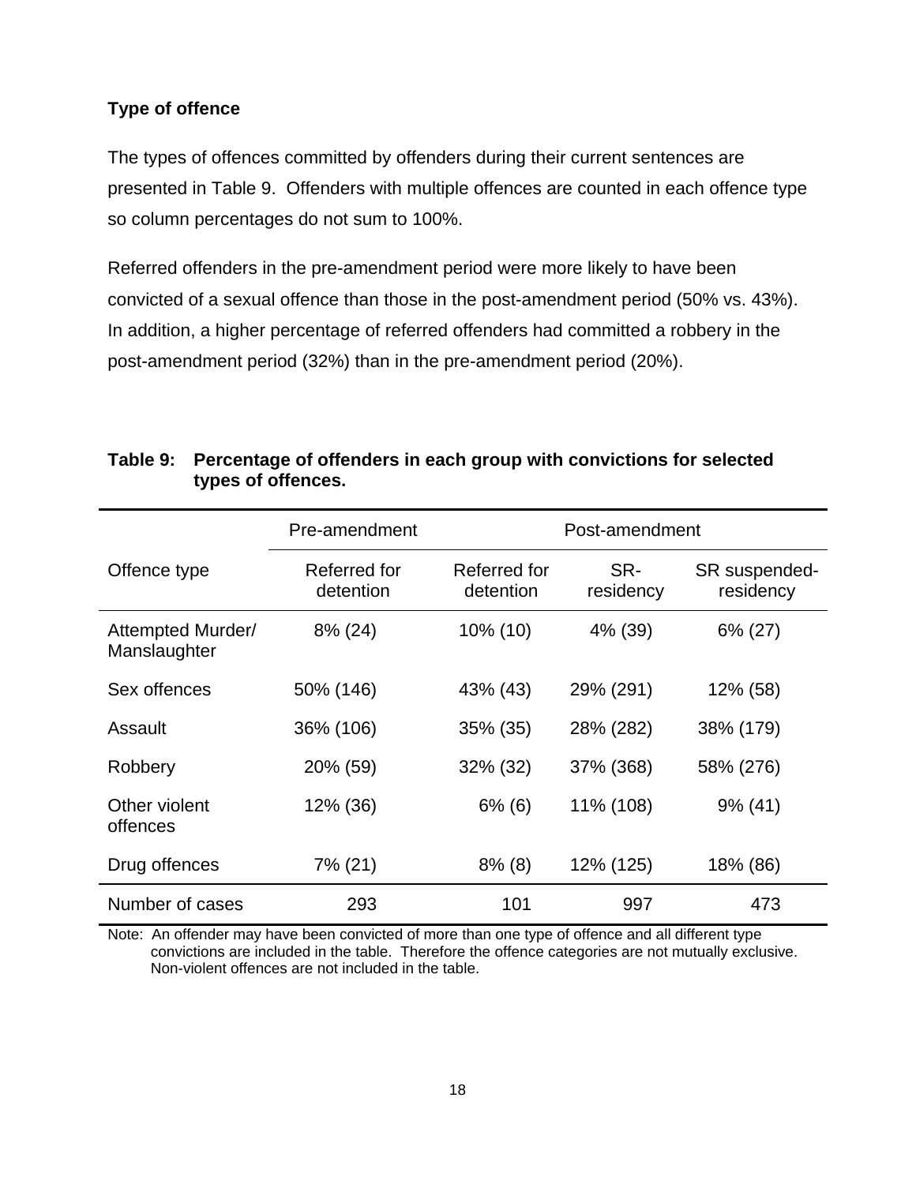### Type of offence

The types of offences committed by offenders during their current sentences are presented in Table 9. Offenders with multiple offences are counted in each offence type so column percentages do not sum to 100%.

Referred offenders in the pre-amendment period were more likely to have been convicted of a sexual offence than those in the post-amendment period (50% vs. 43%). In addition, a higher percentage of referred offenders had committed a robbery in the post-amendment period (32%) than in the pre-amendment period (20%).

**Table 9: Percentage of offenders in each group with convictions for selected types of offences.**

| | Pre-amendment | Post-amendment | | |
|---|---|---|---|---|
| Offence type | Referred for detention | Referred for detention | SR-residency | SR suspended-residency |
| Attempted Murder/ Manslaughter | 8% (24) | 10% (10) | 4% (39) | 6% (27) |
| Sex offences | 50% (146) | 43% (43) | 29% (291) | 12% (58) |
| Assault | 36% (106) | 35% (35) | 28% (282) | 38% (179) |
| Robbery | 20% (59) | 32% (32) | 37% (368) | 58% (276) |
| Other violent offences | 12% (36) | 6% (6) | 11% (108) | 9% (41) |
| Drug offences | 7% (21) | 8% (8) | 12% (125) | 18% (86) |
| Number of cases | 293 | 101 | 997 | 473 |

Note: An offender may have been convicted of more than one type of offence and all different type convictions are included in the table. Therefore the offence categories are not mutually exclusive. Non-violent offences are not included in the table.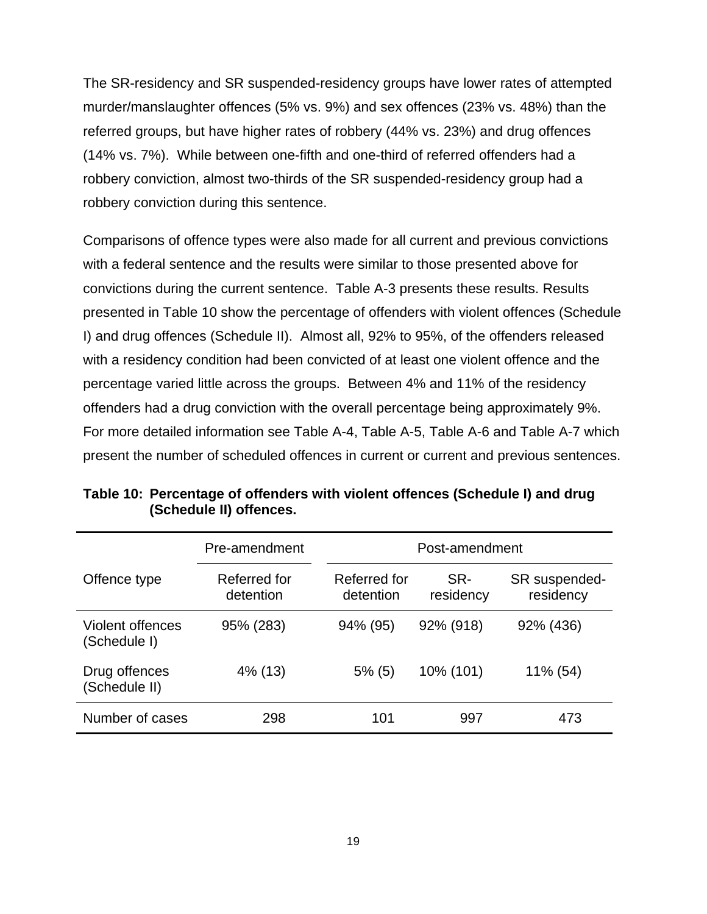The SR-residency and SR suspended-residency groups have lower rates of attempted murder/manslaughter offences (5% vs. 9%) and sex offences (23% vs. 48%) than the referred groups, but have higher rates of robbery (44% vs. 23%) and drug offences (14% vs. 7%). While between one-fifth and one-third of referred offenders had a robbery conviction, almost two-thirds of the SR suspended-residency group had a robbery conviction during this sentence.

Comparisons of offence types were also made for all current and previous convictions with a federal sentence and the results were similar to those presented above for convictions during the current sentence. Table A-3 presents these results. Results presented in Table 10 show the percentage of offenders with violent offences (Schedule I) and drug offences (Schedule II). Almost all, 92% to 95%, of the offenders released with a residency condition had been convicted of at least one violent offence and the percentage varied little across the groups. Between 4% and 11% of the residency offenders had a drug conviction with the overall percentage being approximately 9%. For more detailed information see Table A-4, Table A-5, Table A-6 and Table A-7 which present the number of scheduled offences in current or current and previous sentences.

**Table 10: Percentage of offenders with violent offences (Schedule I) and drug (Schedule II) offences.**

| | Pre-amendment | Post-amendment | | |
|---|---|---|---|---|
| Offence type | Referred for detention | Referred for detention | SR-residency | SR suspended-residency |
| Violent offences (Schedule I) | 95% (283) | 94% (95) | 92% (918) | 92% (436) |
| Drug offences (Schedule II) | 4% (13) | 5% (5) | 10% (101) | 11% (54) |
| Number of cases | 298 | 101 | 997 | 473 |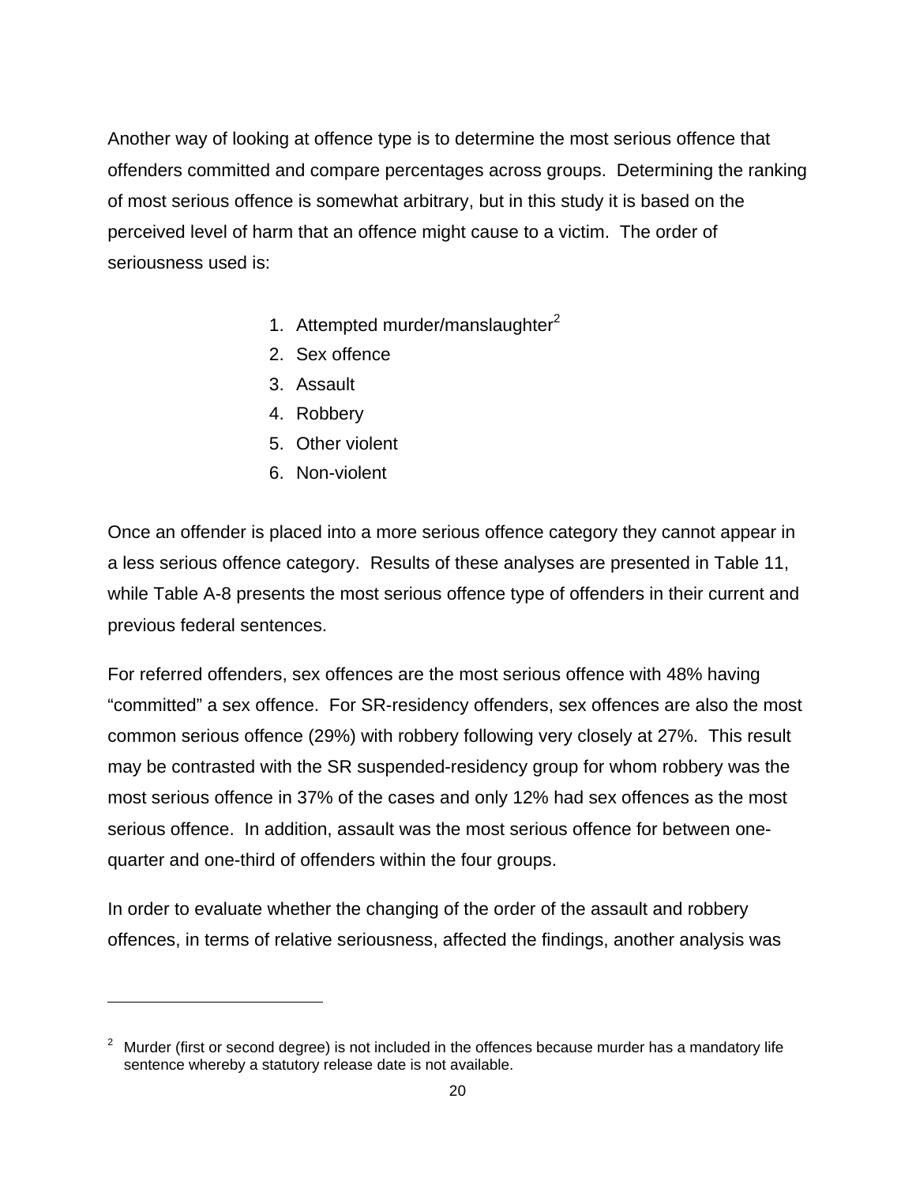Another way of looking at offence type is to determine the most serious offence that offenders committed and compare percentages across groups. Determining the ranking of most serious offence is somewhat arbitrary, but in this study it is based on the perceived level of harm that an offence might cause to a victim. The order of seriousness used is:

1. Attempted murder/manslaughter[2]
2. Sex offence
3. Assault
4. Robbery
5. Other violent
6. Non-violent

Once an offender is placed into a more serious offence category they cannot appear in a less serious offence category. Results of these analyses are presented in Table 11, while Table A-8 presents the most serious offence type of offenders in their current and previous federal sentences.

For referred offenders, sex offences are the most serious offence with 48% having "committed" a sex offence. For SR-residency offenders, sex offences are also the most common serious offence (29%) with robbery following very closely at 27%. This result may be contrasted with the SR suspended-residency group for whom robbery was the most serious offence in 37% of the cases and only 12% had sex offences as the most serious offence. In addition, assault was the most serious offence for between one-quarter and one-third of offenders within the four groups.

In order to evaluate whether the changing of the order of the assault and robbery offences, in terms of relative seriousness, affected the findings, another analysis was

[2] Murder (first or second degree) is not included in the offences because murder has a mandatory life sentence whereby a statutory release date is not available.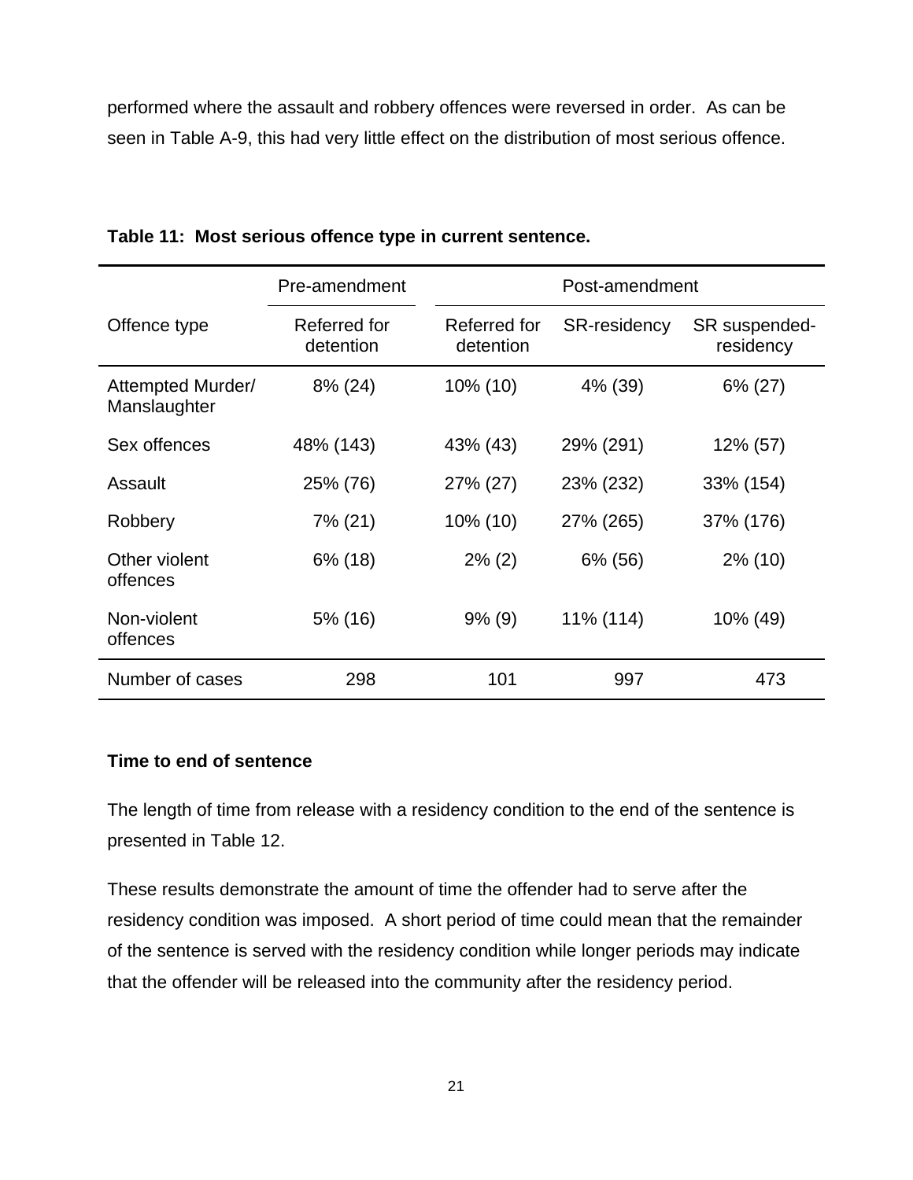performed where the assault and robbery offences were reversed in order. As can be seen in Table A-9, this had very little effect on the distribution of most serious offence.

**Table 11: Most serious offence type in current sentence.**

| | Pre-amendment | Post-amendment | | |
|---|---|---|---|---|
| Offence type | Referred for detention | Referred for detention | SR-residency | SR suspended-residency |
| Attempted Murder/ Manslaughter | 8% (24) | 10% (10) | 4% (39) | 6% (27) |
| Sex offences | 48% (143) | 43% (43) | 29% (291) | 12% (57) |
| Assault | 25% (76) | 27% (27) | 23% (232) | 33% (154) |
| Robbery | 7% (21) | 10% (10) | 27% (265) | 37% (176) |
| Other violent offences | 6% (18) | 2% (2) | 6% (56) | 2% (10) |
| Non-violent offences | 5% (16) | 9% (9) | 11% (114) | 10% (49) |
| Number of cases | 298 | 101 | 997 | 473 |

**Time to end of sentence**

The length of time from release with a residency condition to the end of the sentence is presented in Table 12.

These results demonstrate the amount of time the offender had to serve after the residency condition was imposed. A short period of time could mean that the remainder of the sentence is served with the residency condition while longer periods may indicate that the offender will be released into the community after the residency period.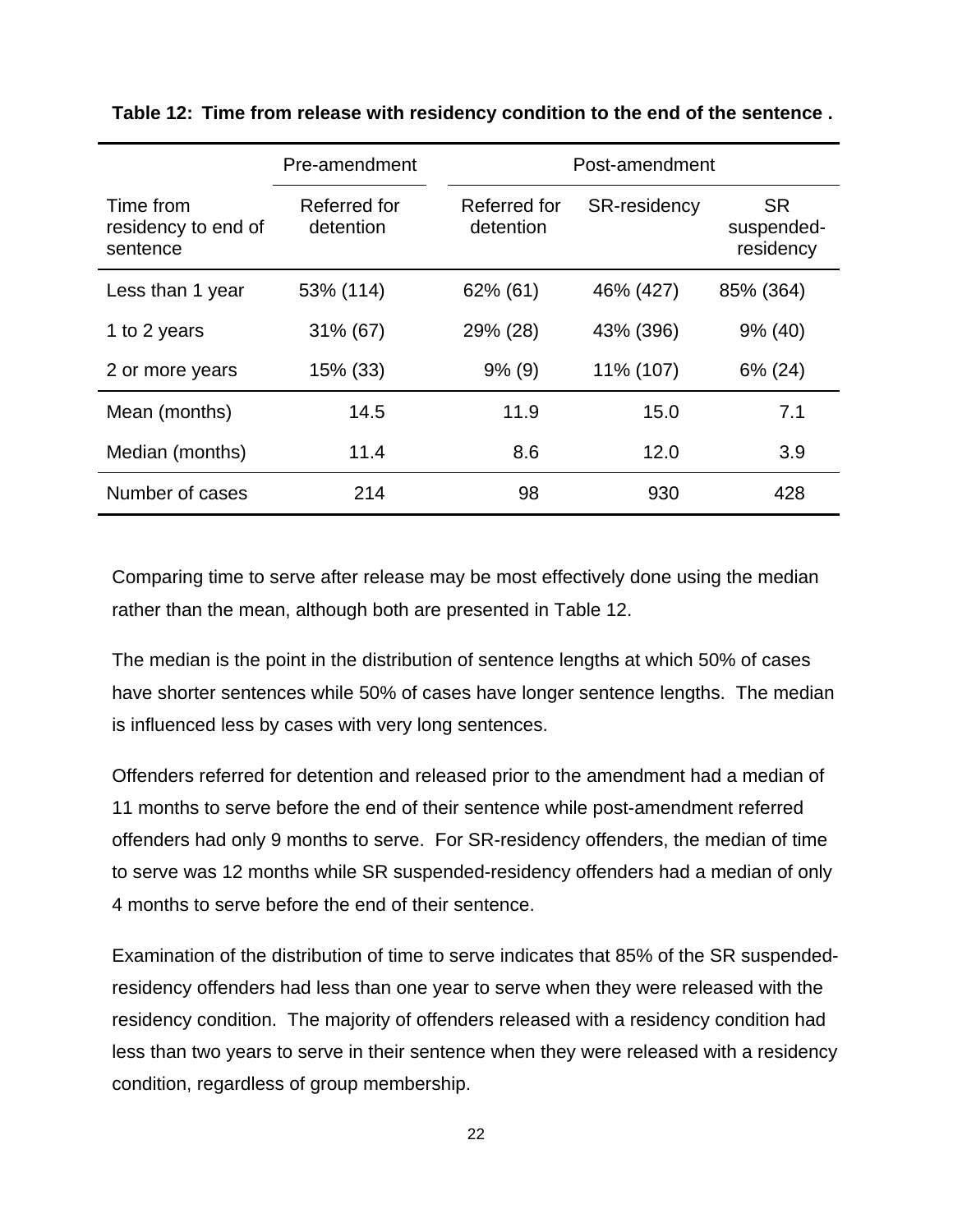**Table 12: Time from release with residency condition to the end of the sentence .**

| | Pre-amendment | Post-amendment | | |
|---|---|---|---|---|
| Time from residency to end of sentence | Referred for detention | Referred for detention | SR-residency | SR suspended-residency |
| Less than 1 year | 53% (114) | 62% (61) | 46% (427) | 85% (364) |
| 1 to 2 years | 31% (67) | 29% (28) | 43% (396) | 9% (40) |
| 2 or more years | 15% (33) | 9% (9) | 11% (107) | 6% (24) |
| Mean (months) | 14.5 | 11.9 | 15.0 | 7.1 |
| Median (months) | 11.4 | 8.6 | 12.0 | 3.9 |
| Number of cases | 214 | 98 | 930 | 428 |

Comparing time to serve after release may be most effectively done using the median rather than the mean, although both are presented in Table 12.

The median is the point in the distribution of sentence lengths at which 50% of cases have shorter sentences while 50% of cases have longer sentence lengths. The median is influenced less by cases with very long sentences.

Offenders referred for detention and released prior to the amendment had a median of 11 months to serve before the end of their sentence while post-amendment referred offenders had only 9 months to serve. For SR-residency offenders, the median of time to serve was 12 months while SR suspended-residency offenders had a median of only 4 months to serve before the end of their sentence.

Examination of the distribution of time to serve indicates that 85% of the SR suspended-residency offenders had less than one year to serve when they were released with the residency condition. The majority of offenders released with a residency condition had less than two years to serve in their sentence when they were released with a residency condition, regardless of group membership.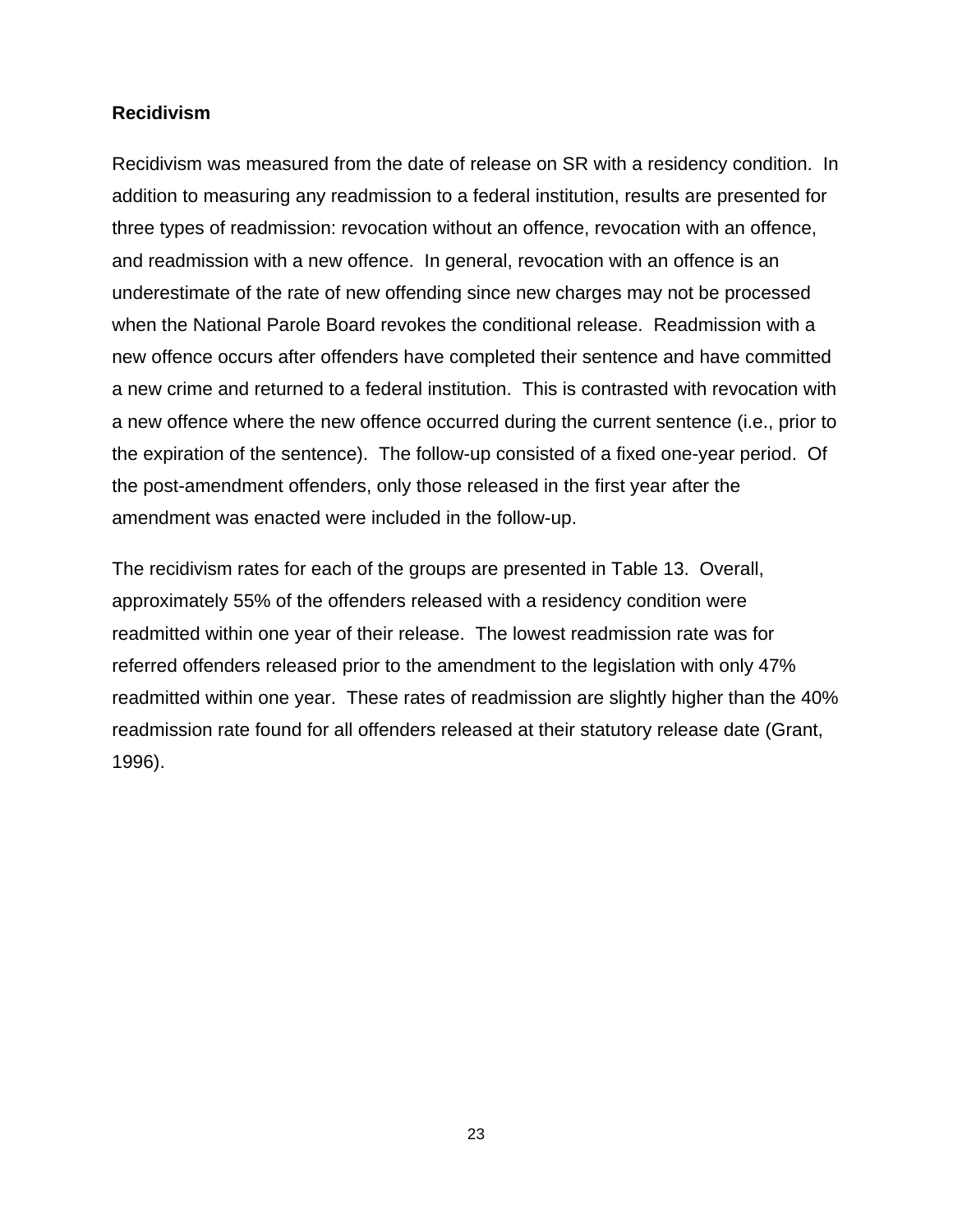### Recidivism

Recidivism was measured from the date of release on SR with a residency condition. In addition to measuring any readmission to a federal institution, results are presented for three types of readmission: revocation without an offence, revocation with an offence, and readmission with a new offence. In general, revocation with an offence is an underestimate of the rate of new offending since new charges may not be processed when the National Parole Board revokes the conditional release. Readmission with a new offence occurs after offenders have completed their sentence and have committed a new crime and returned to a federal institution. This is contrasted with revocation with a new offence where the new offence occurred during the current sentence (i.e., prior to the expiration of the sentence). The follow-up consisted of a fixed one-year period. Of the post-amendment offenders, only those released in the first year after the amendment was enacted were included in the follow-up.

The recidivism rates for each of the groups are presented in Table 13. Overall, approximately 55% of the offenders released with a residency condition were readmitted within one year of their release. The lowest readmission rate was for referred offenders released prior to the amendment to the legislation with only 47% readmitted within one year. These rates of readmission are slightly higher than the 40% readmission rate found for all offenders released at their statutory release date (Grant, 1996).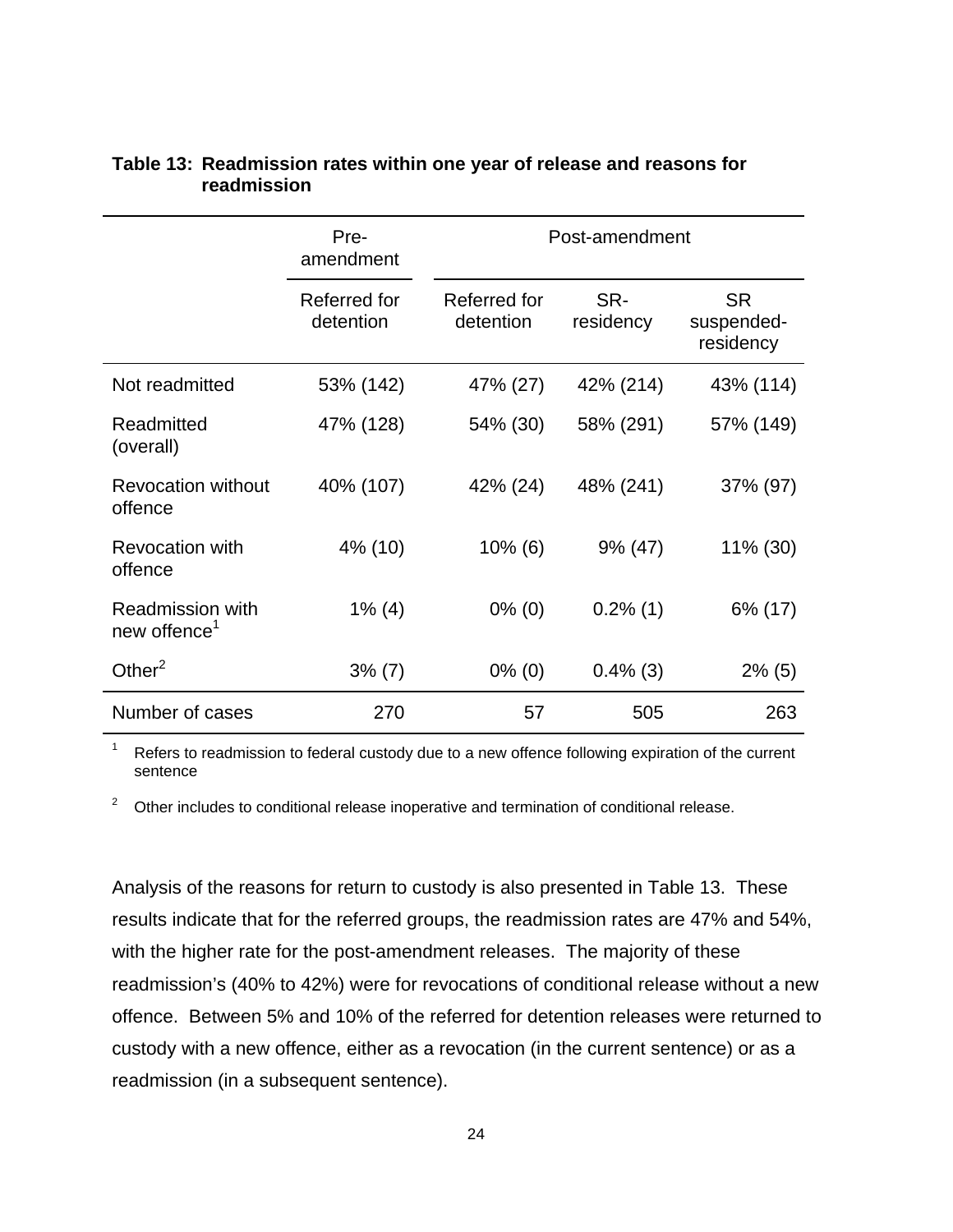**Table 13: Readmission rates within one year of release and reasons for readmission**

| | Pre-amendment | Post-amendment | | |
|---|---|---|---|---|
| | Referred for detention | Referred for detention | SR-residency | SR suspended-residency |
| Not readmitted | 53% (142) | 47% (27) | 42% (214) | 43% (114) |
| Readmitted (overall) | 47% (128) | 54% (30) | 58% (291) | 57% (149) |
| Revocation without offence | 40% (107) | 42% (24) | 48% (241) | 37% (97) |
| Revocation with offence | 4% (10) | 10% (6) | 9% (47) | 11% (30) |
| Readmission with new offence[1] | 1% (4) | 0% (0) | 0.2% (1) | 6% (17) |
| Other[2] | 3% (7) | 0% (0) | 0.4% (3) | 2% (5) |
| Number of cases | 270 | 57 | 505 | 263 |

[1] Refers to readmission to federal custody due to a new offence following expiration of the current sentence

[2] Other includes to conditional release inoperative and termination of conditional release.

Analysis of the reasons for return to custody is also presented in Table 13. These results indicate that for the referred groups, the readmission rates are 47% and 54%, with the higher rate for the post-amendment releases. The majority of these readmission's (40% to 42%) were for revocations of conditional release without a new offence. Between 5% and 10% of the referred for detention releases were returned to custody with a new offence, either as a revocation (in the current sentence) or as a readmission (in a subsequent sentence).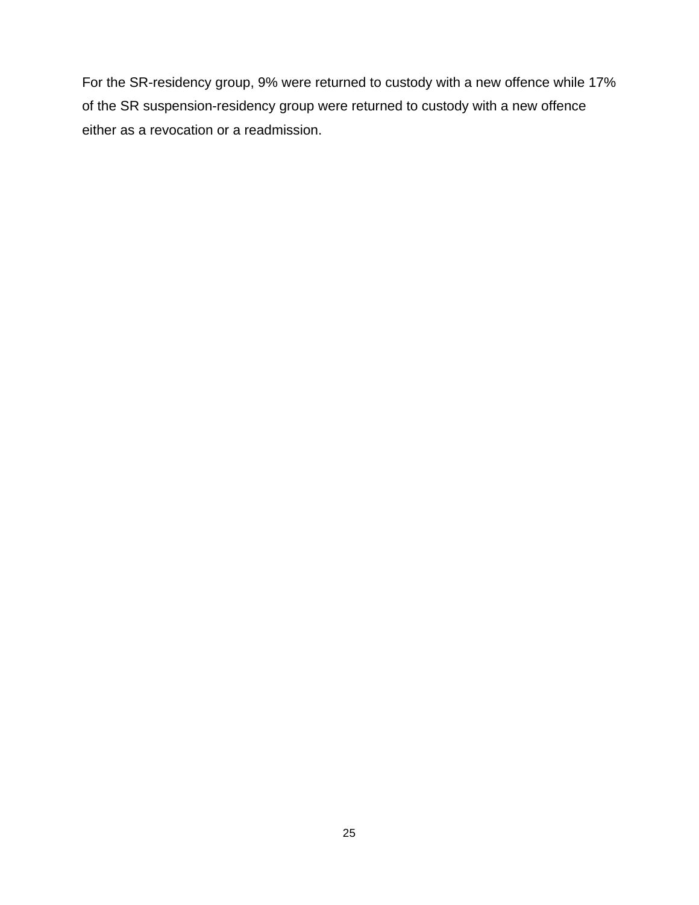For the SR-residency group, 9% were returned to custody with a new offence while 17% of the SR suspension-residency group were returned to custody with a new offence either as a revocation or a readmission.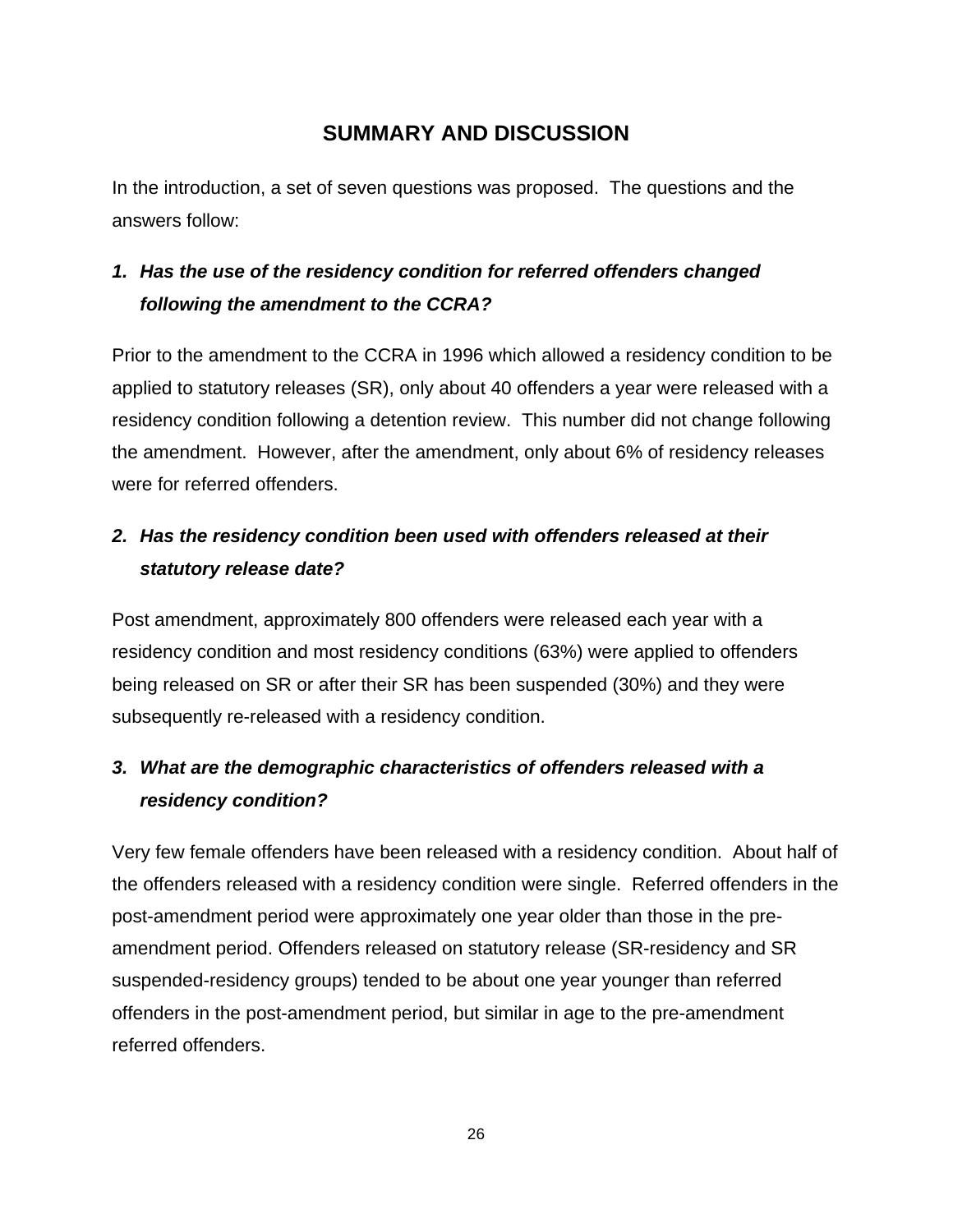## SUMMARY AND DISCUSSION

In the introduction, a set of seven questions was proposed. The questions and the answers follow:

### *1. Has the use of the residency condition for referred offenders changed following the amendment to the CCRA?*

Prior to the amendment to the CCRA in 1996 which allowed a residency condition to be applied to statutory releases (SR), only about 40 offenders a year were released with a residency condition following a detention review. This number did not change following the amendment. However, after the amendment, only about 6% of residency releases were for referred offenders.

### *2. Has the residency condition been used with offenders released at their statutory release date?*

Post amendment, approximately 800 offenders were released each year with a residency condition and most residency conditions (63%) were applied to offenders being released on SR or after their SR has been suspended (30%) and they were subsequently re-released with a residency condition.

### *3. What are the demographic characteristics of offenders released with a residency condition?*

Very few female offenders have been released with a residency condition. About half of the offenders released with a residency condition were single. Referred offenders in the post-amendment period were approximately one year older than those in the pre-amendment period. Offenders released on statutory release (SR-residency and SR suspended-residency groups) tended to be about one year younger than referred offenders in the post-amendment period, but similar in age to the pre-amendment referred offenders.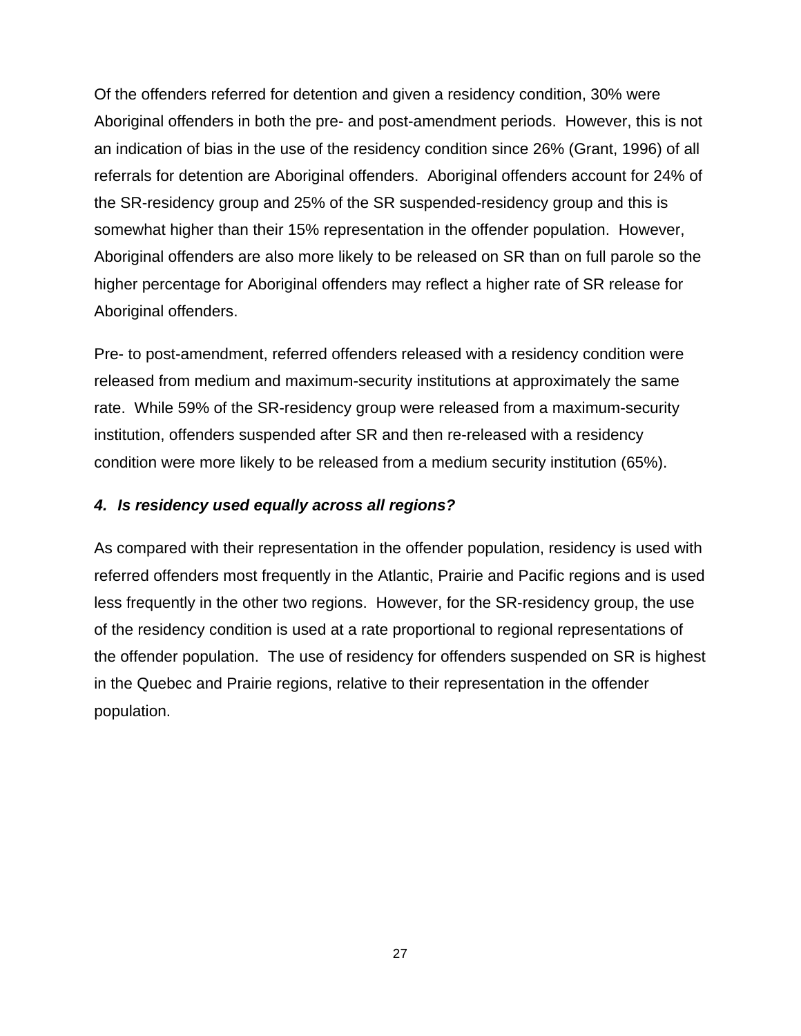Of the offenders referred for detention and given a residency condition, 30% were Aboriginal offenders in both the pre- and post-amendment periods. However, this is not an indication of bias in the use of the residency condition since 26% (Grant, 1996) of all referrals for detention are Aboriginal offenders. Aboriginal offenders account for 24% of the SR-residency group and 25% of the SR suspended-residency group and this is somewhat higher than their 15% representation in the offender population. However, Aboriginal offenders are also more likely to be released on SR than on full parole so the higher percentage for Aboriginal offenders may reflect a higher rate of SR release for Aboriginal offenders.

Pre- to post-amendment, referred offenders released with a residency condition were released from medium and maximum-security institutions at approximately the same rate. While 59% of the SR-residency group were released from a maximum-security institution, offenders suspended after SR and then re-released with a residency condition were more likely to be released from a medium security institution (65%).

#### *4. Is residency used equally across all regions?*

As compared with their representation in the offender population, residency is used with referred offenders most frequently in the Atlantic, Prairie and Pacific regions and is used less frequently in the other two regions. However, for the SR-residency group, the use of the residency condition is used at a rate proportional to regional representations of the offender population. The use of residency for offenders suspended on SR is highest in the Quebec and Prairie regions, relative to their representation in the offender population.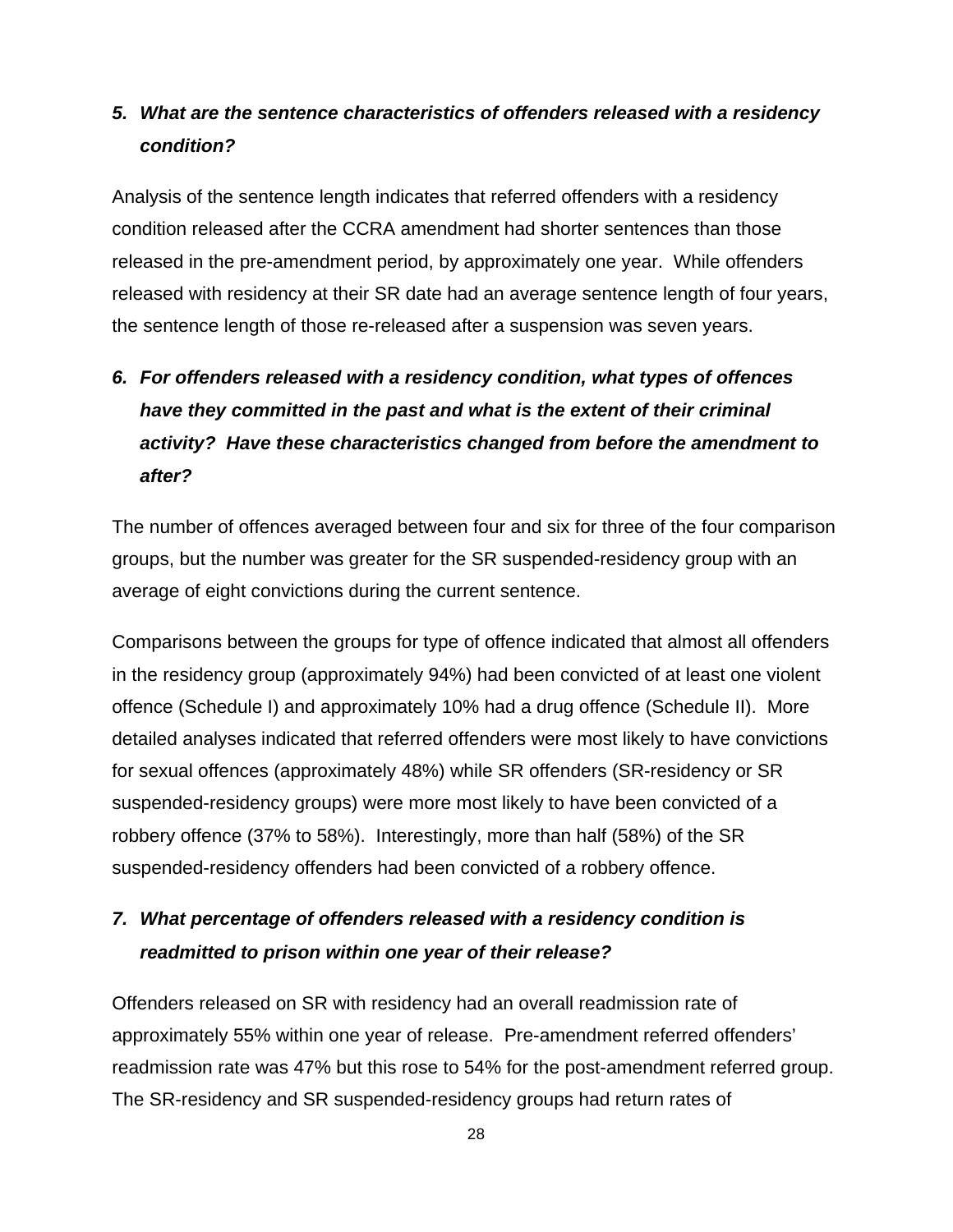*5. What are the sentence characteristics of offenders released with a residency condition?*

Analysis of the sentence length indicates that referred offenders with a residency condition released after the CCRA amendment had shorter sentences than those released in the pre-amendment period, by approximately one year. While offenders released with residency at their SR date had an average sentence length of four years, the sentence length of those re-released after a suspension was seven years.

*6. For offenders released with a residency condition, what types of offences have they committed in the past and what is the extent of their criminal activity? Have these characteristics changed from before the amendment to after?*

The number of offences averaged between four and six for three of the four comparison groups, but the number was greater for the SR suspended-residency group with an average of eight convictions during the current sentence.

Comparisons between the groups for type of offence indicated that almost all offenders in the residency group (approximately 94%) had been convicted of at least one violent offence (Schedule I) and approximately 10% had a drug offence (Schedule II). More detailed analyses indicated that referred offenders were most likely to have convictions for sexual offences (approximately 48%) while SR offenders (SR-residency or SR suspended-residency groups) were more most likely to have been convicted of a robbery offence (37% to 58%). Interestingly, more than half (58%) of the SR suspended-residency offenders had been convicted of a robbery offence.

*7. What percentage of offenders released with a residency condition is readmitted to prison within one year of their release?*

Offenders released on SR with residency had an overall readmission rate of approximately 55% within one year of release. Pre-amendment referred offenders' readmission rate was 47% but this rose to 54% for the post-amendment referred group. The SR-residency and SR suspended-residency groups had return rates of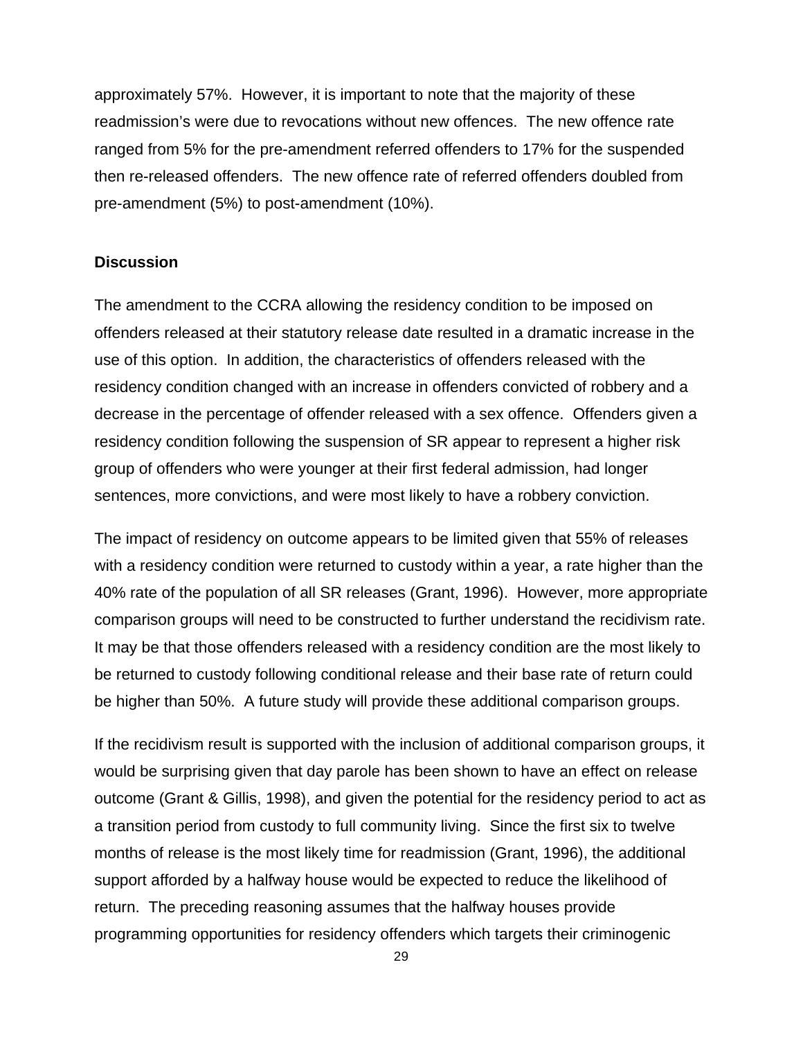approximately 57%. However, it is important to note that the majority of these readmission's were due to revocations without new offences. The new offence rate ranged from 5% for the pre-amendment referred offenders to 17% for the suspended then re-released offenders. The new offence rate of referred offenders doubled from pre-amendment (5%) to post-amendment (10%).

**Discussion**

The amendment to the CCRA allowing the residency condition to be imposed on offenders released at their statutory release date resulted in a dramatic increase in the use of this option. In addition, the characteristics of offenders released with the residency condition changed with an increase in offenders convicted of robbery and a decrease in the percentage of offender released with a sex offence. Offenders given a residency condition following the suspension of SR appear to represent a higher risk group of offenders who were younger at their first federal admission, had longer sentences, more convictions, and were most likely to have a robbery conviction.

The impact of residency on outcome appears to be limited given that 55% of releases with a residency condition were returned to custody within a year, a rate higher than the 40% rate of the population of all SR releases (Grant, 1996). However, more appropriate comparison groups will need to be constructed to further understand the recidivism rate. It may be that those offenders released with a residency condition are the most likely to be returned to custody following conditional release and their base rate of return could be higher than 50%. A future study will provide these additional comparison groups.

If the recidivism result is supported with the inclusion of additional comparison groups, it would be surprising given that day parole has been shown to have an effect on release outcome (Grant & Gillis, 1998), and given the potential for the residency period to act as a transition period from custody to full community living. Since the first six to twelve months of release is the most likely time for readmission (Grant, 1996), the additional support afforded by a halfway house would be expected to reduce the likelihood of return. The preceding reasoning assumes that the halfway houses provide programming opportunities for residency offenders which targets their criminogenic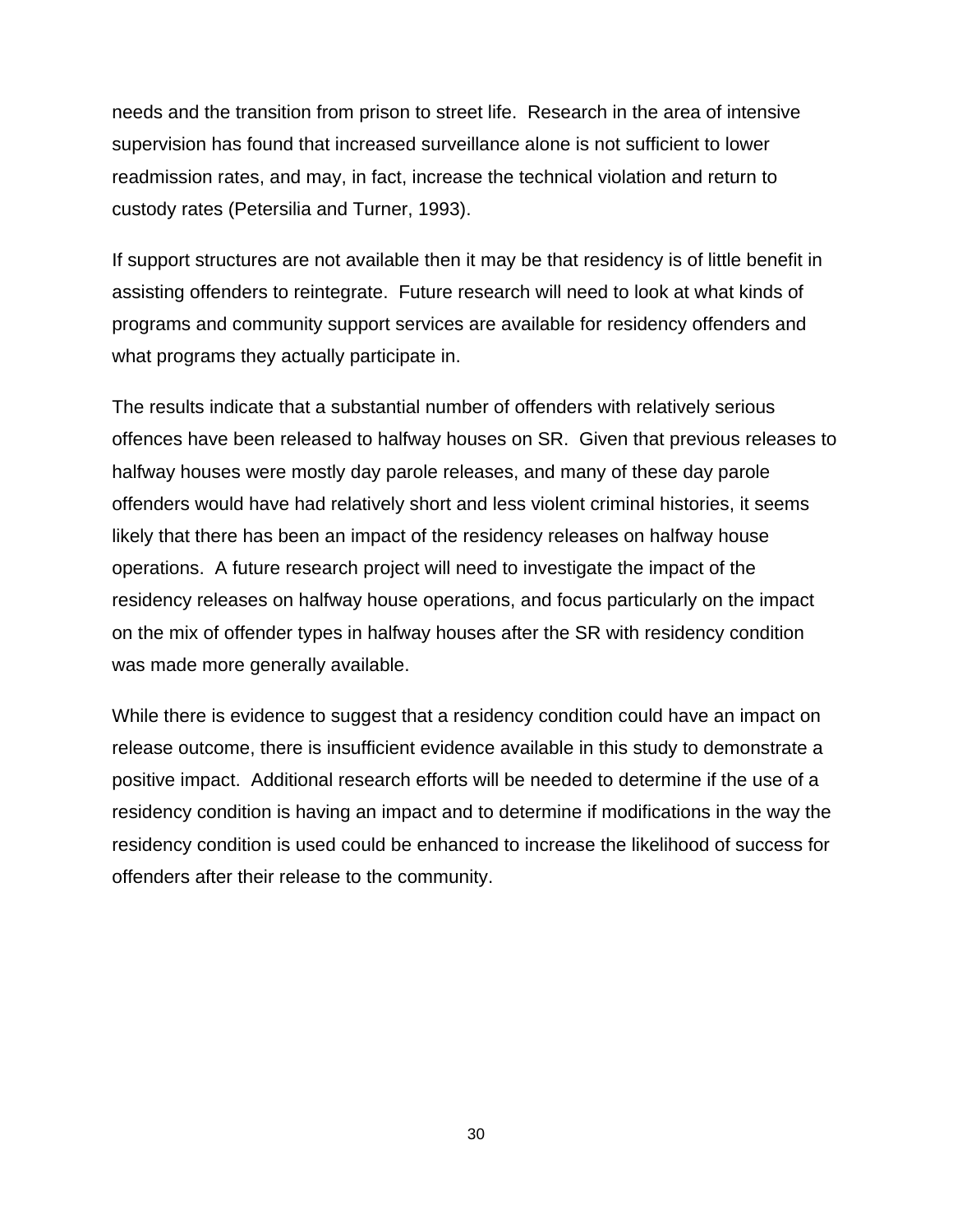needs and the transition from prison to street life. Research in the area of intensive supervision has found that increased surveillance alone is not sufficient to lower readmission rates, and may, in fact, increase the technical violation and return to custody rates (Petersilia and Turner, 1993).

If support structures are not available then it may be that residency is of little benefit in assisting offenders to reintegrate. Future research will need to look at what kinds of programs and community support services are available for residency offenders and what programs they actually participate in.

The results indicate that a substantial number of offenders with relatively serious offences have been released to halfway houses on SR. Given that previous releases to halfway houses were mostly day parole releases, and many of these day parole offenders would have had relatively short and less violent criminal histories, it seems likely that there has been an impact of the residency releases on halfway house operations. A future research project will need to investigate the impact of the residency releases on halfway house operations, and focus particularly on the impact on the mix of offender types in halfway houses after the SR with residency condition was made more generally available.

While there is evidence to suggest that a residency condition could have an impact on release outcome, there is insufficient evidence available in this study to demonstrate a positive impact. Additional research efforts will be needed to determine if the use of a residency condition is having an impact and to determine if modifications in the way the residency condition is used could be enhanced to increase the likelihood of success for offenders after their release to the community.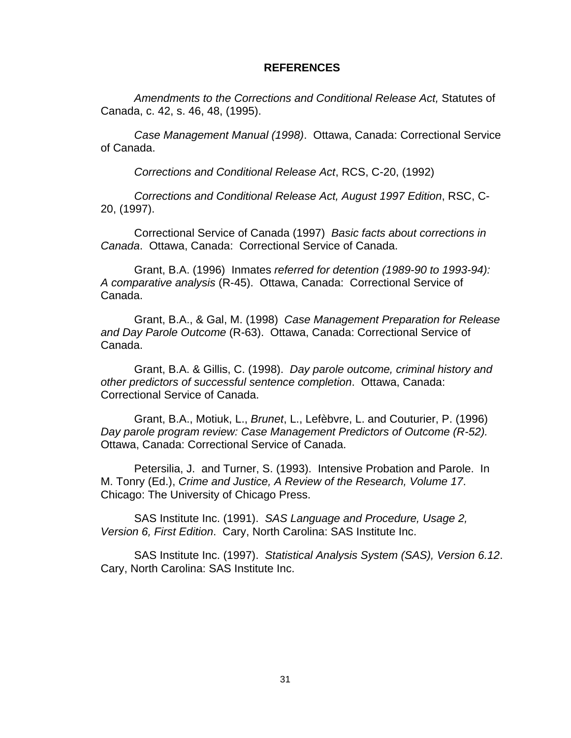# REFERENCES

*Amendments to the Corrections and Conditional Release Act,* Statutes of Canada, c. 42, s. 46, 48, (1995).

*Case Management Manual (1998)*. Ottawa, Canada: Correctional Service of Canada.

*Corrections and Conditional Release Act*, RCS, C-20, (1992)

*Corrections and Conditional Release Act, August 1997 Edition*, RSC, C-20, (1997).

Correctional Service of Canada (1997) *Basic facts about corrections in Canada*. Ottawa, Canada: Correctional Service of Canada.

Grant, B.A. (1996) Inmates *referred for detention (1989-90 to 1993-94): A comparative analysis* (R-45). Ottawa, Canada: Correctional Service of Canada.

Grant, B.A., & Gal, M. (1998) *Case Management Preparation for Release and Day Parole Outcome* (R-63). Ottawa, Canada: Correctional Service of Canada.

Grant, B.A. & Gillis, C. (1998). *Day parole outcome, criminal history and other predictors of successful sentence completion*. Ottawa, Canada: Correctional Service of Canada.

Grant, B.A., Motiuk, L., *Brunet*, L., Lefèbvre, L. and Couturier, P. (1996) *Day parole program review: Case Management Predictors of Outcome (R-52).* Ottawa, Canada: Correctional Service of Canada.

Petersilia, J. and Turner, S. (1993). Intensive Probation and Parole. In M. Tonry (Ed.), *Crime and Justice, A Review of the Research, Volume 17*. Chicago: The University of Chicago Press.

SAS Institute Inc. (1991). *SAS Language and Procedure, Usage 2, Version 6, First Edition*. Cary, North Carolina: SAS Institute Inc.

SAS Institute Inc. (1997). *Statistical Analysis System (SAS), Version 6.12*. Cary, North Carolina: SAS Institute Inc.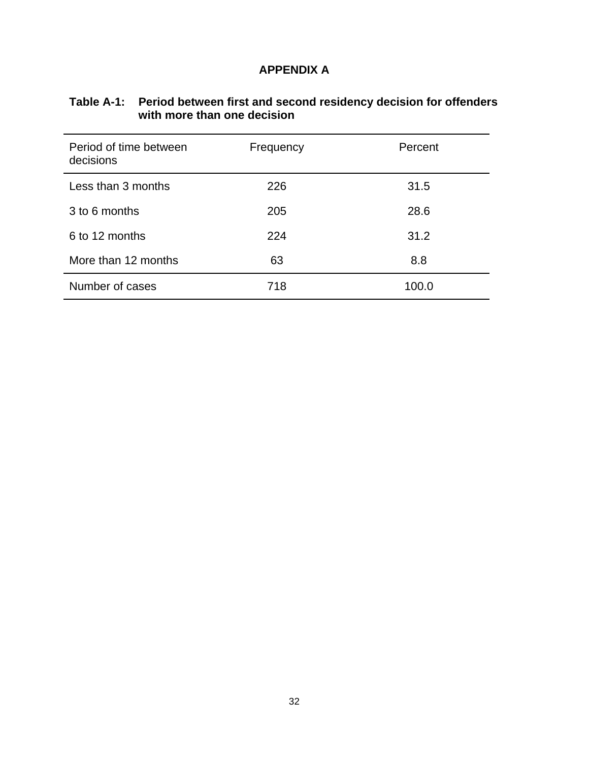# APPENDIX A

**Table A-1: Period between first and second residency decision for offenders with more than one decision**

| Period of time between decisions | Frequency | Percent |
|---|---|---|
| Less than 3 months | 226 | 31.5 |
| 3 to 6 months | 205 | 28.6 |
| 6 to 12 months | 224 | 31.2 |
| More than 12 months | 63 | 8.8 |
| Number of cases | 718 | 100.0 |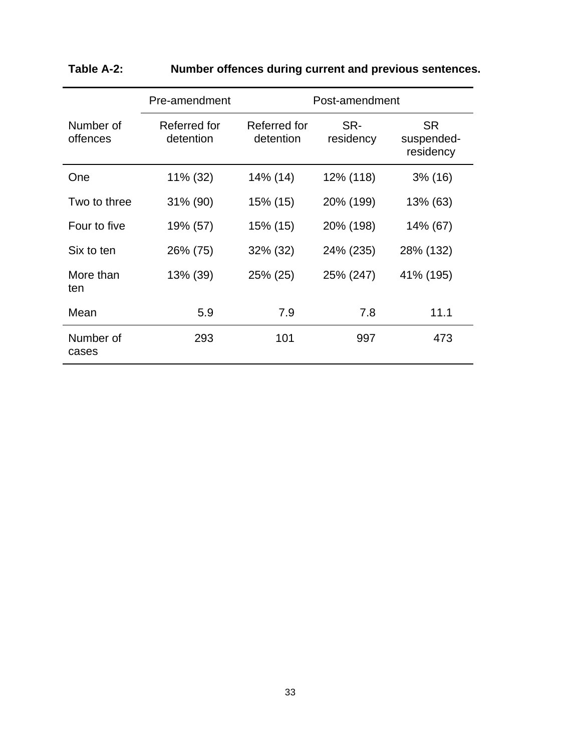**Table A-2: Number offences during current and previous sentences.**

| | Pre-amendment | Post-amendment | | |
|---|---|---|---|---|
| Number of offences | Referred for detention | Referred for detention | SR-residency | SR suspended-residency |
| One | 11% (32) | 14% (14) | 12% (118) | 3% (16) |
| Two to three | 31% (90) | 15% (15) | 20% (199) | 13% (63) |
| Four to five | 19% (57) | 15% (15) | 20% (198) | 14% (67) |
| Six to ten | 26% (75) | 32% (32) | 24% (235) | 28% (132) |
| More than ten | 13% (39) | 25% (25) | 25% (247) | 41% (195) |
| Mean | 5.9 | 7.9 | 7.8 | 11.1 |
| Number of cases | 293 | 101 | 997 | 473 |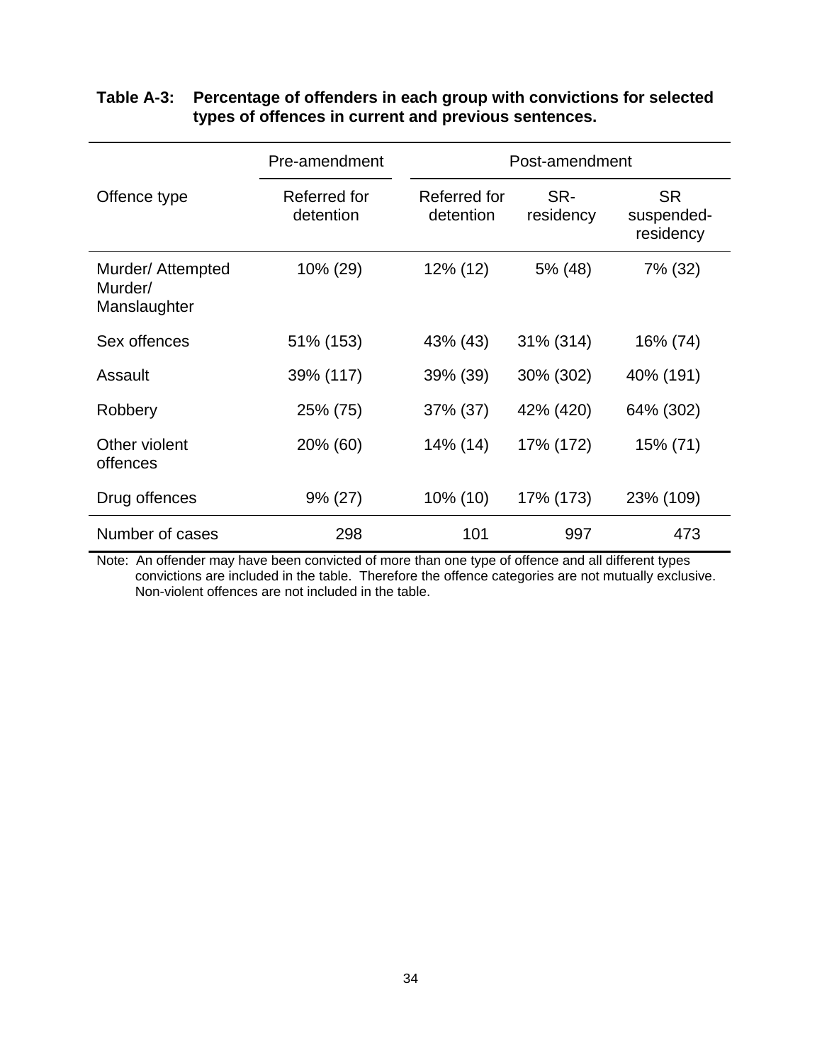**Table A-3: Percentage of offenders in each group with convictions for selected types of offences in current and previous sentences.**

| Offence type | Pre-amendment | Post-amendment | | |
|---|---|---|---|---|
| | Referred for detention | Referred for detention | SR-residency | SR suspended-residency |
| Murder/ Attempted Murder/ Manslaughter | 10% (29) | 12% (12) | 5% (48) | 7% (32) |
| Sex offences | 51% (153) | 43% (43) | 31% (314) | 16% (74) |
| Assault | 39% (117) | 39% (39) | 30% (302) | 40% (191) |
| Robbery | 25% (75) | 37% (37) | 42% (420) | 64% (302) |
| Other violent offences | 20% (60) | 14% (14) | 17% (172) | 15% (71) |
| Drug offences | 9% (27) | 10% (10) | 17% (173) | 23% (109) |
| Number of cases | 298 | 101 | 997 | 473 |

Note: An offender may have been convicted of more than one type of offence and all different types convictions are included in the table. Therefore the offence categories are not mutually exclusive. Non-violent offences are not included in the table.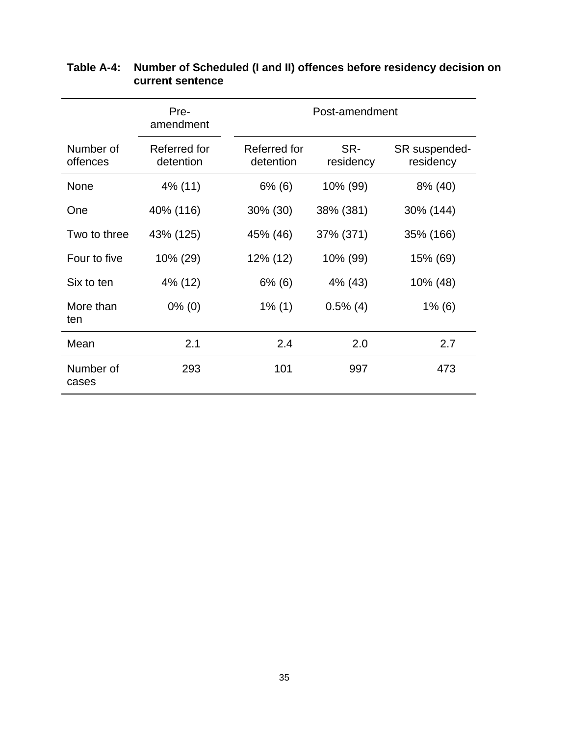**Table A-4: Number of Scheduled (I and II) offences before residency decision on current sentence**

| | Pre-amendment | Post-amendment | | |
|---|---|---|---|---|
| Number of offences | Referred for detention | Referred for detention | SR-residency | SR suspended-residency |
| None | 4% (11) | 6% (6) | 10% (99) | 8% (40) |
| One | 40% (116) | 30% (30) | 38% (381) | 30% (144) |
| Two to three | 43% (125) | 45% (46) | 37% (371) | 35% (166) |
| Four to five | 10% (29) | 12% (12) | 10% (99) | 15% (69) |
| Six to ten | 4% (12) | 6% (6) | 4% (43) | 10% (48) |
| More than ten | 0% (0) | 1% (1) | 0.5% (4) | 1% (6) |
| Mean | 2.1 | 2.4 | 2.0 | 2.7 |
| Number of cases | 293 | 101 | 997 | 473 |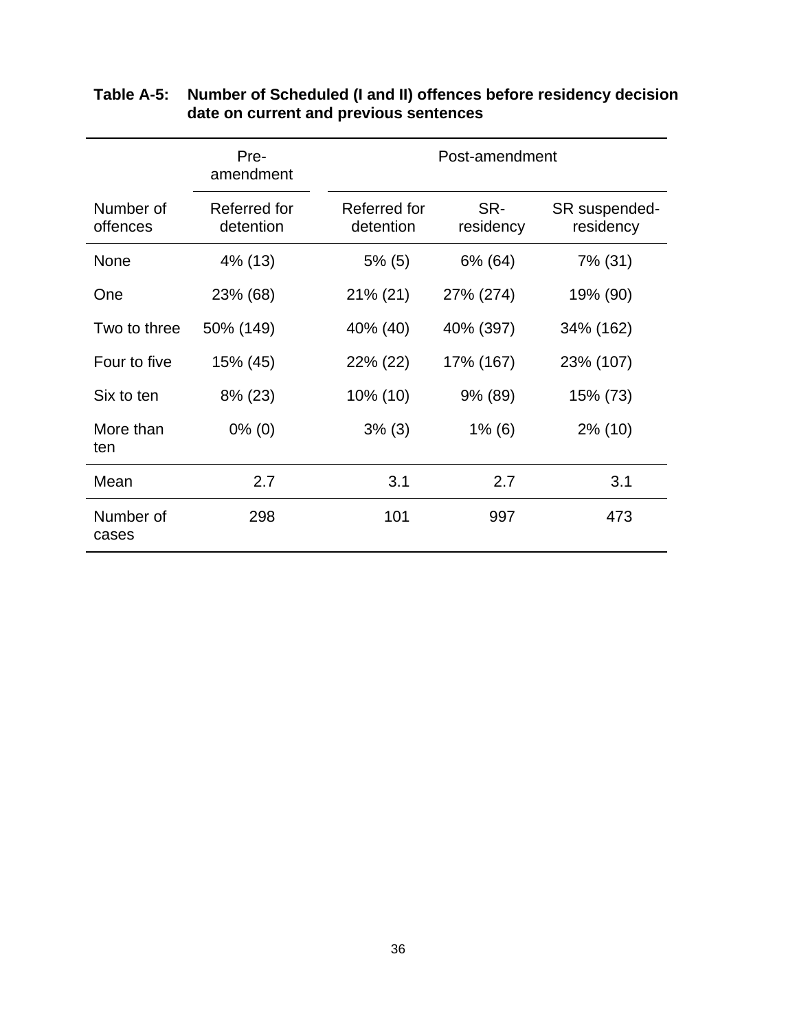**Table A-5: Number of Scheduled (I and II) offences before residency decision date on current and previous sentences**

| | Pre-amendment | Post-amendment | | |
|---|---|---|---|---|
| Number of offences | Referred for detention | Referred for detention | SR-residency | SR suspended-residency |
| None | 4% (13) | 5% (5) | 6% (64) | 7% (31) |
| One | 23% (68) | 21% (21) | 27% (274) | 19% (90) |
| Two to three | 50% (149) | 40% (40) | 40% (397) | 34% (162) |
| Four to five | 15% (45) | 22% (22) | 17% (167) | 23% (107) |
| Six to ten | 8% (23) | 10% (10) | 9% (89) | 15% (73) |
| More than ten | 0% (0) | 3% (3) | 1% (6) | 2% (10) |
| Mean | 2.7 | 3.1 | 2.7 | 3.1 |
| Number of cases | 298 | 101 | 997 | 473 |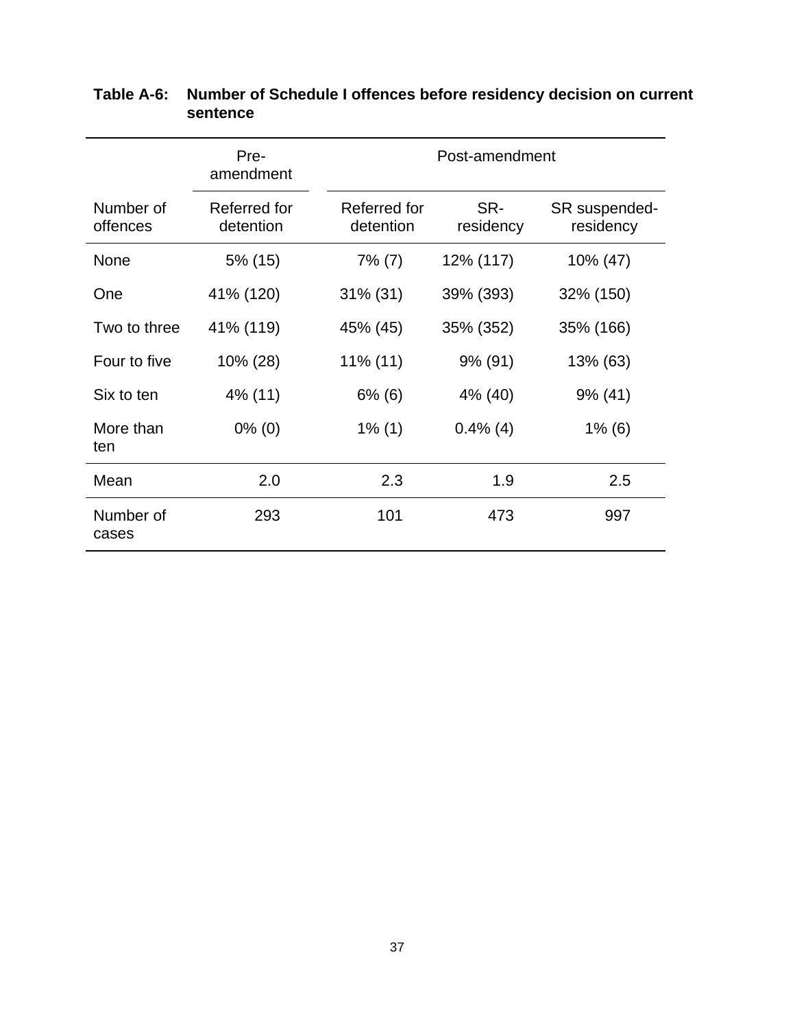**Table A-6: Number of Schedule I offences before residency decision on current sentence**

| | Pre-amendment | Post-amendment | | |
|---|---|---|---|---|
| Number of offences | Referred for detention | Referred for detention | SR-residency | SR suspended-residency |
| None | 5% (15) | 7% (7) | 12% (117) | 10% (47) |
| One | 41% (120) | 31% (31) | 39% (393) | 32% (150) |
| Two to three | 41% (119) | 45% (45) | 35% (352) | 35% (166) |
| Four to five | 10% (28) | 11% (11) | 9% (91) | 13% (63) |
| Six to ten | 4% (11) | 6% (6) | 4% (40) | 9% (41) |
| More than ten | 0% (0) | 1% (1) | 0.4% (4) | 1% (6) |
| Mean | 2.0 | 2.3 | 1.9 | 2.5 |
| Number of cases | 293 | 101 | 473 | 997 |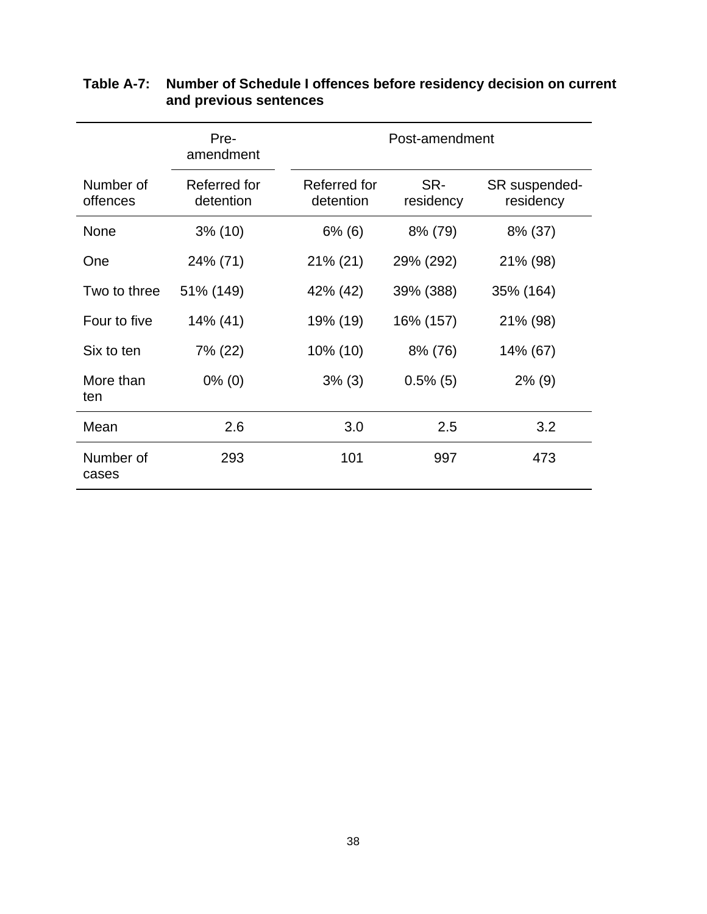**Table A-7: Number of Schedule I offences before residency decision on current and previous sentences**

| | Pre-amendment | Post-amendment | | |
|---|---|---|---|---|
| Number of offences | Referred for detention | Referred for detention | SR-residency | SR suspended-residency |
| None | 3% (10) | 6% (6) | 8% (79) | 8% (37) |
| One | 24% (71) | 21% (21) | 29% (292) | 21% (98) |
| Two to three | 51% (149) | 42% (42) | 39% (388) | 35% (164) |
| Four to five | 14% (41) | 19% (19) | 16% (157) | 21% (98) |
| Six to ten | 7% (22) | 10% (10) | 8% (76) | 14% (67) |
| More than ten | 0% (0) | 3% (3) | 0.5% (5) | 2% (9) |
| Mean | 2.6 | 3.0 | 2.5 | 3.2 |
| Number of cases | 293 | 101 | 997 | 473 |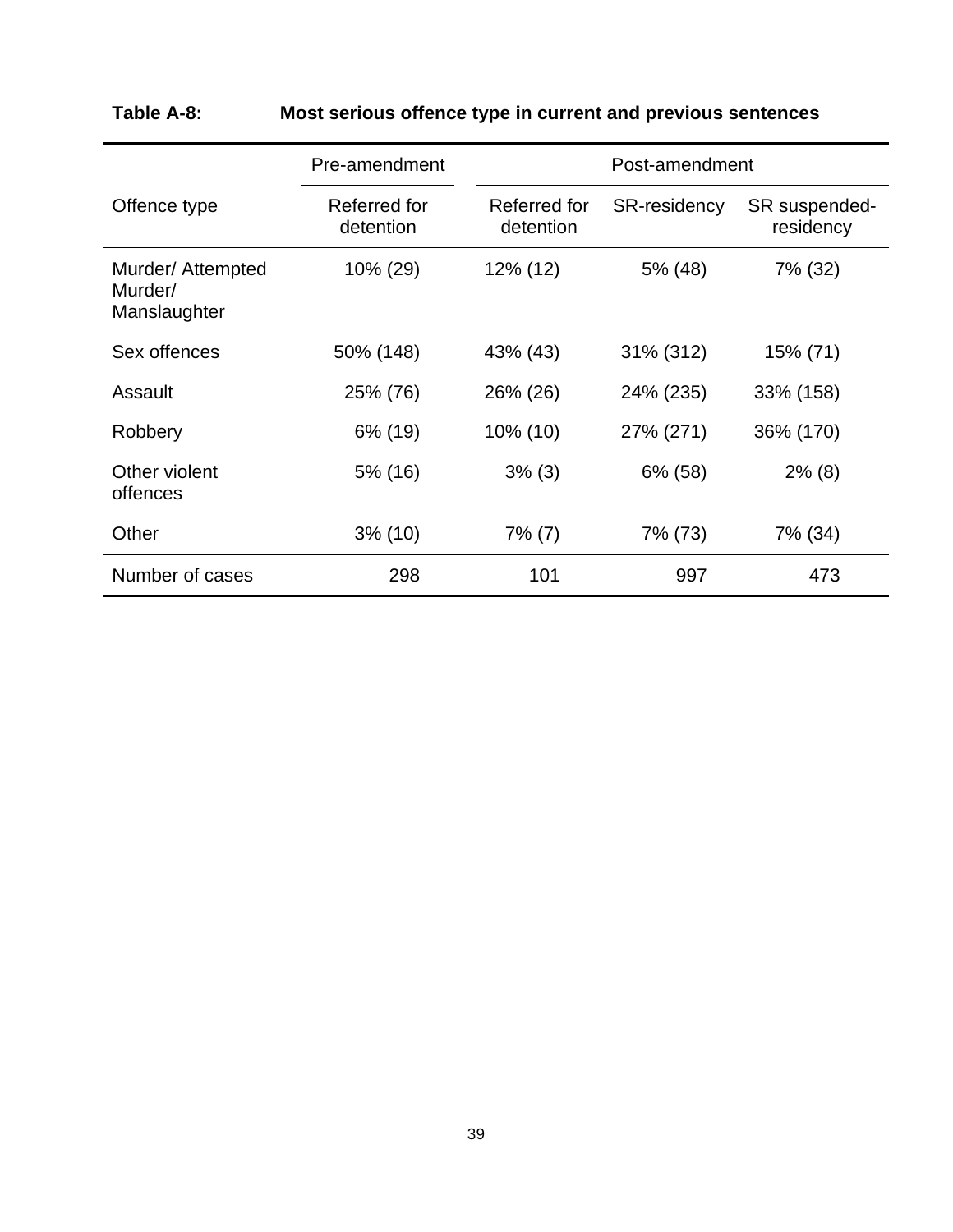**Table A-8: Most serious offence type in current and previous sentences**

| | Pre-amendment | Post-amendment | | |
|---|---|---|---|---|
| Offence type | Referred for detention | Referred for detention | SR-residency | SR suspended-residency |
| Murder/ Attempted Murder/ Manslaughter | 10% (29) | 12% (12) | 5% (48) | 7% (32) |
| Sex offences | 50% (148) | 43% (43) | 31% (312) | 15% (71) |
| Assault | 25% (76) | 26% (26) | 24% (235) | 33% (158) |
| Robbery | 6% (19) | 10% (10) | 27% (271) | 36% (170) |
| Other violent offences | 5% (16) | 3% (3) | 6% (58) | 2% (8) |
| Other | 3% (10) | 7% (7) | 7% (73) | 7% (34) |
| Number of cases | 298 | 101 | 997 | 473 |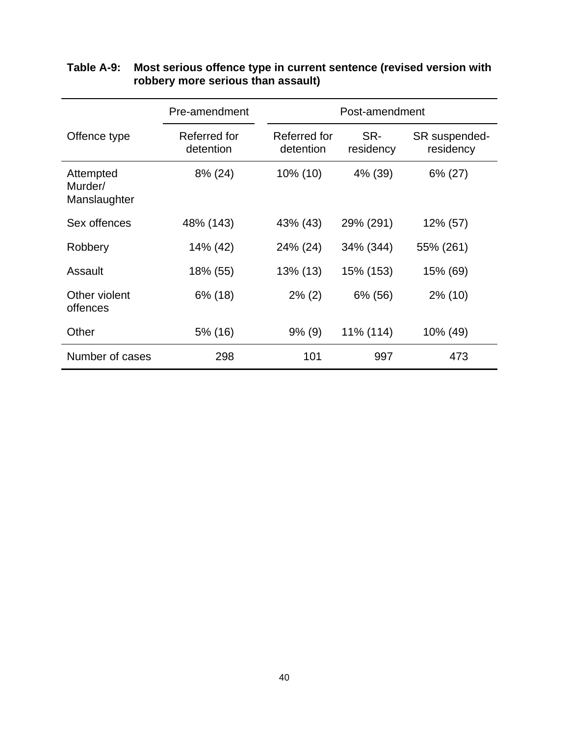**Table A-9: Most serious offence type in current sentence (revised version with robbery more serious than assault)**

| | Pre-amendment | Post-amendment | | |
|---|---|---|---|---|
| Offence type | Referred for detention | Referred for detention | SR-residency | SR suspended-residency |
| Attempted Murder/ Manslaughter | 8% (24) | 10% (10) | 4% (39) | 6% (27) |
| Sex offences | 48% (143) | 43% (43) | 29% (291) | 12% (57) |
| Robbery | 14% (42) | 24% (24) | 34% (344) | 55% (261) |
| Assault | 18% (55) | 13% (13) | 15% (153) | 15% (69) |
| Other violent offences | 6% (18) | 2% (2) | 6% (56) | 2% (10) |
| Other | 5% (16) | 9% (9) | 11% (114) | 10% (49) |
| Number of cases | 298 | 101 | 997 | 473 |